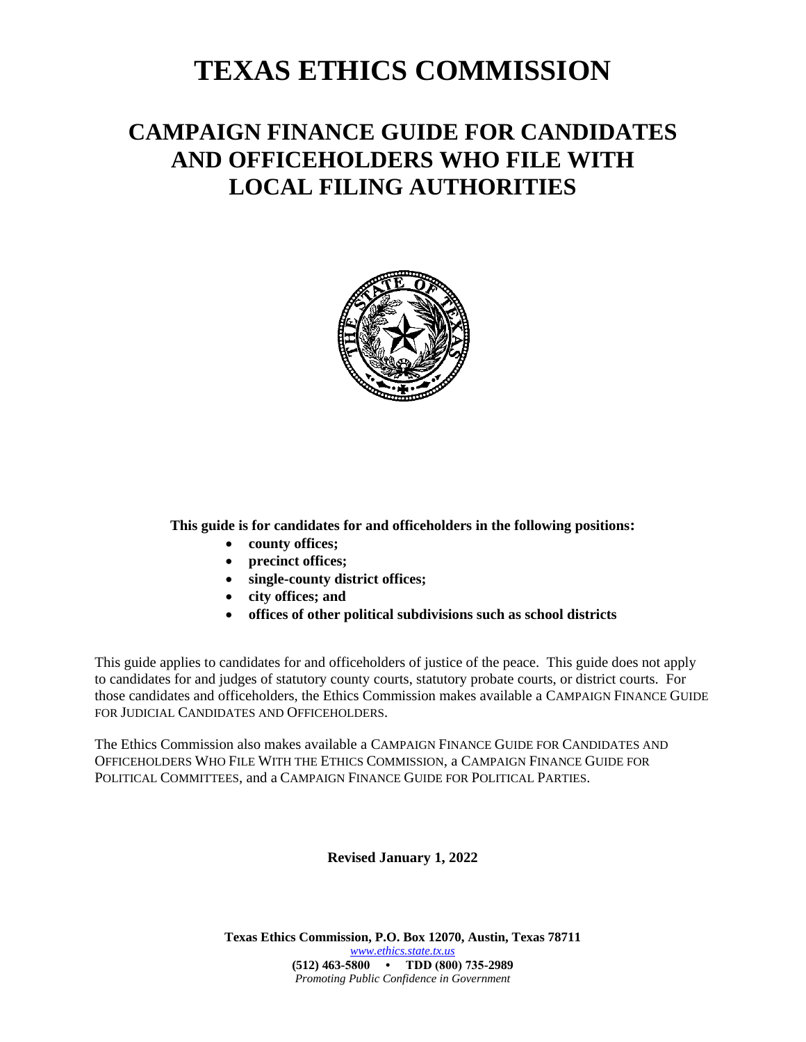# TEXAS ETHICS COMMISSION

## CAMPAIGN FINANCE GUIDE FOR CANDIDATES AND OFFICEHOLDERS WHO FILE WITH LOCAL FILING AUTHORITIES

**This guide is for candidates for and officeholders in the following positions:**

- **county offices;**
- **precinct offices;**
- **single-county district offices;**
- **city offices; and**
- **offices of other political subdivisions such as school districts**

This guide applies to candidates for and officeholders of justice of the peace. This guide does not apply to candidates for and judges of statutory county courts, statutory probate courts, or district courts. For those candidates and officeholders, the Ethics Commission makes available a CAMPAIGN FINANCE GUIDE FOR JUDICIAL CANDIDATES AND OFFICEHOLDERS.

The Ethics Commission also makes available a CAMPAIGN FINANCE GUIDE FOR CANDIDATES AND OFFICEHOLDERS WHO FILE WITH THE ETHICS COMMISSION, a CAMPAIGN FINANCE GUIDE FOR POLITICAL COMMITTEES, and a CAMPAIGN FINANCE GUIDE FOR POLITICAL PARTIES.

**Revised January 1, 2022**

**Texas Ethics Commission, P.O. Box 12070, Austin, Texas 78711**
*www.ethics.state.tx.us*
**(512) 463-5800 • TDD (800) 735-2989**
*Promoting Public Confidence in Government*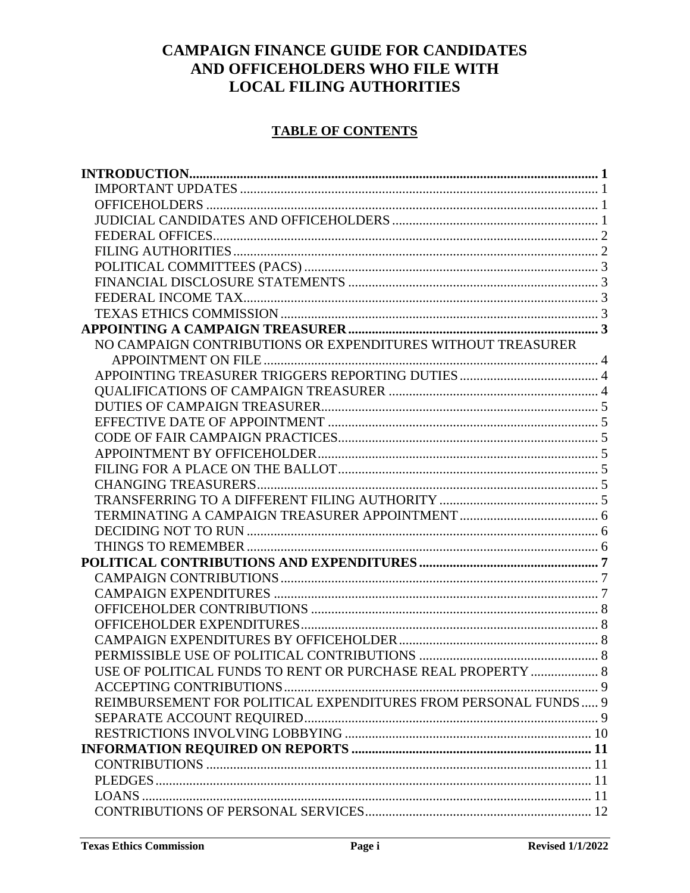# CAMPAIGN FINANCE GUIDE FOR CANDIDATES AND OFFICEHOLDERS WHO FILE WITH LOCAL FILING AUTHORITIES

## TABLE OF CONTENTS

**INTRODUCTION** ..... **1**
- IMPORTANT UPDATES ..... 1
- OFFICEHOLDERS ..... 1
- JUDICIAL CANDIDATES AND OFFICEHOLDERS ..... 1
- FEDERAL OFFICES ..... 2
- FILING AUTHORITIES ..... 2
- POLITICAL COMMITTEES (PACS) ..... 3
- FINANCIAL DISCLOSURE STATEMENTS ..... 3
- FEDERAL INCOME TAX ..... 3
- TEXAS ETHICS COMMISSION ..... 3

**APPOINTING A CAMPAIGN TREASURER** ..... **3**
- NO CAMPAIGN CONTRIBUTIONS OR EXPENDITURES WITHOUT TREASURER APPOINTMENT ON FILE ..... 4
- APPOINTING TREASURER TRIGGERS REPORTING DUTIES ..... 4
- QUALIFICATIONS OF CAMPAIGN TREASURER ..... 4
- DUTIES OF CAMPAIGN TREASURER ..... 5
- EFFECTIVE DATE OF APPOINTMENT ..... 5
- CODE OF FAIR CAMPAIGN PRACTICES ..... 5
- APPOINTMENT BY OFFICEHOLDER ..... 5
- FILING FOR A PLACE ON THE BALLOT ..... 5
- CHANGING TREASURERS ..... 5
- TRANSFERRING TO A DIFFERENT FILING AUTHORITY ..... 5
- TERMINATING A CAMPAIGN TREASURER APPOINTMENT ..... 6
- DECIDING NOT TO RUN ..... 6
- THINGS TO REMEMBER ..... 6

**POLITICAL CONTRIBUTIONS AND EXPENDITURES** ..... **7**
- CAMPAIGN CONTRIBUTIONS ..... 7
- CAMPAIGN EXPENDITURES ..... 7
- OFFICEHOLDER CONTRIBUTIONS ..... 8
- OFFICEHOLDER EXPENDITURES ..... 8
- CAMPAIGN EXPENDITURES BY OFFICEHOLDER ..... 8
- PERMISSIBLE USE OF POLITICAL CONTRIBUTIONS ..... 8
- USE OF POLITICAL FUNDS TO RENT OR PURCHASE REAL PROPERTY ..... 8
- ACCEPTING CONTRIBUTIONS ..... 9
- REIMBURSEMENT FOR POLITICAL EXPENDITURES FROM PERSONAL FUNDS ..... 9
- SEPARATE ACCOUNT REQUIRED ..... 9
- RESTRICTIONS INVOLVING LOBBYING ..... 10

**INFORMATION REQUIRED ON REPORTS** ..... **11**
- CONTRIBUTIONS ..... 11
- PLEDGES ..... 11
- LOANS ..... 11
- CONTRIBUTIONS OF PERSONAL SERVICES ..... 12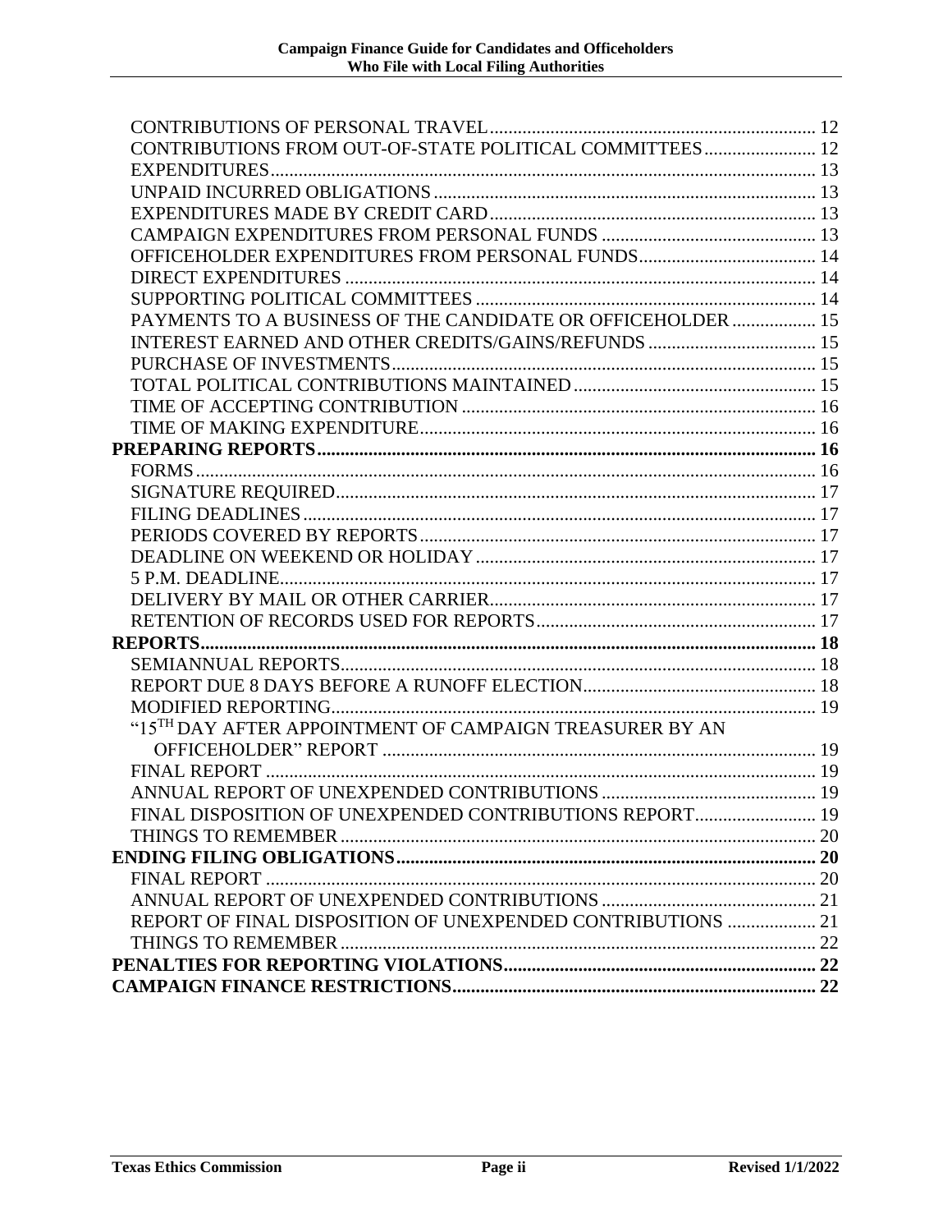CONTRIBUTIONS OF PERSONAL TRAVEL ..... 12
CONTRIBUTIONS FROM OUT-OF-STATE POLITICAL COMMITTEES ..... 12
EXPENDITURES ..... 13
UNPAID INCURRED OBLIGATIONS ..... 13
EXPENDITURES MADE BY CREDIT CARD ..... 13
CAMPAIGN EXPENDITURES FROM PERSONAL FUNDS ..... 13
OFFICEHOLDER EXPENDITURES FROM PERSONAL FUNDS ..... 14
DIRECT EXPENDITURES ..... 14
SUPPORTING POLITICAL COMMITTEES ..... 14
PAYMENTS TO A BUSINESS OF THE CANDIDATE OR OFFICEHOLDER ..... 15
INTEREST EARNED AND OTHER CREDITS/GAINS/REFUNDS ..... 15
PURCHASE OF INVESTMENTS ..... 15
TOTAL POLITICAL CONTRIBUTIONS MAINTAINED ..... 15
TIME OF ACCEPTING CONTRIBUTION ..... 16
TIME OF MAKING EXPENDITURE ..... 16

**PREPARING REPORTS ..... 16**

FORMS ..... 16
SIGNATURE REQUIRED ..... 17
FILING DEADLINES ..... 17
PERIODS COVERED BY REPORTS ..... 17
DEADLINE ON WEEKEND OR HOLIDAY ..... 17
5 P.M. DEADLINE ..... 17
DELIVERY BY MAIL OR OTHER CARRIER ..... 17
RETENTION OF RECORDS USED FOR REPORTS ..... 17

**REPORTS ..... 18**

SEMIANNUAL REPORTS ..... 18
REPORT DUE 8 DAYS BEFORE A RUNOFF ELECTION ..... 18
MODIFIED REPORTING ..... 19
"15TH DAY AFTER APPOINTMENT OF CAMPAIGN TREASURER BY AN OFFICEHOLDER" REPORT ..... 19
FINAL REPORT ..... 19
ANNUAL REPORT OF UNEXPENDED CONTRIBUTIONS ..... 19
FINAL DISPOSITION OF UNEXPENDED CONTRIBUTIONS REPORT ..... 19
THINGS TO REMEMBER ..... 20

**ENDING FILING OBLIGATIONS ..... 20**

FINAL REPORT ..... 20
ANNUAL REPORT OF UNEXPENDED CONTRIBUTIONS ..... 21
REPORT OF FINAL DISPOSITION OF UNEXPENDED CONTRIBUTIONS ..... 21
THINGS TO REMEMBER ..... 22

**PENALTIES FOR REPORTING VIOLATIONS ..... 22**

**CAMPAIGN FINANCE RESTRICTIONS ..... 22**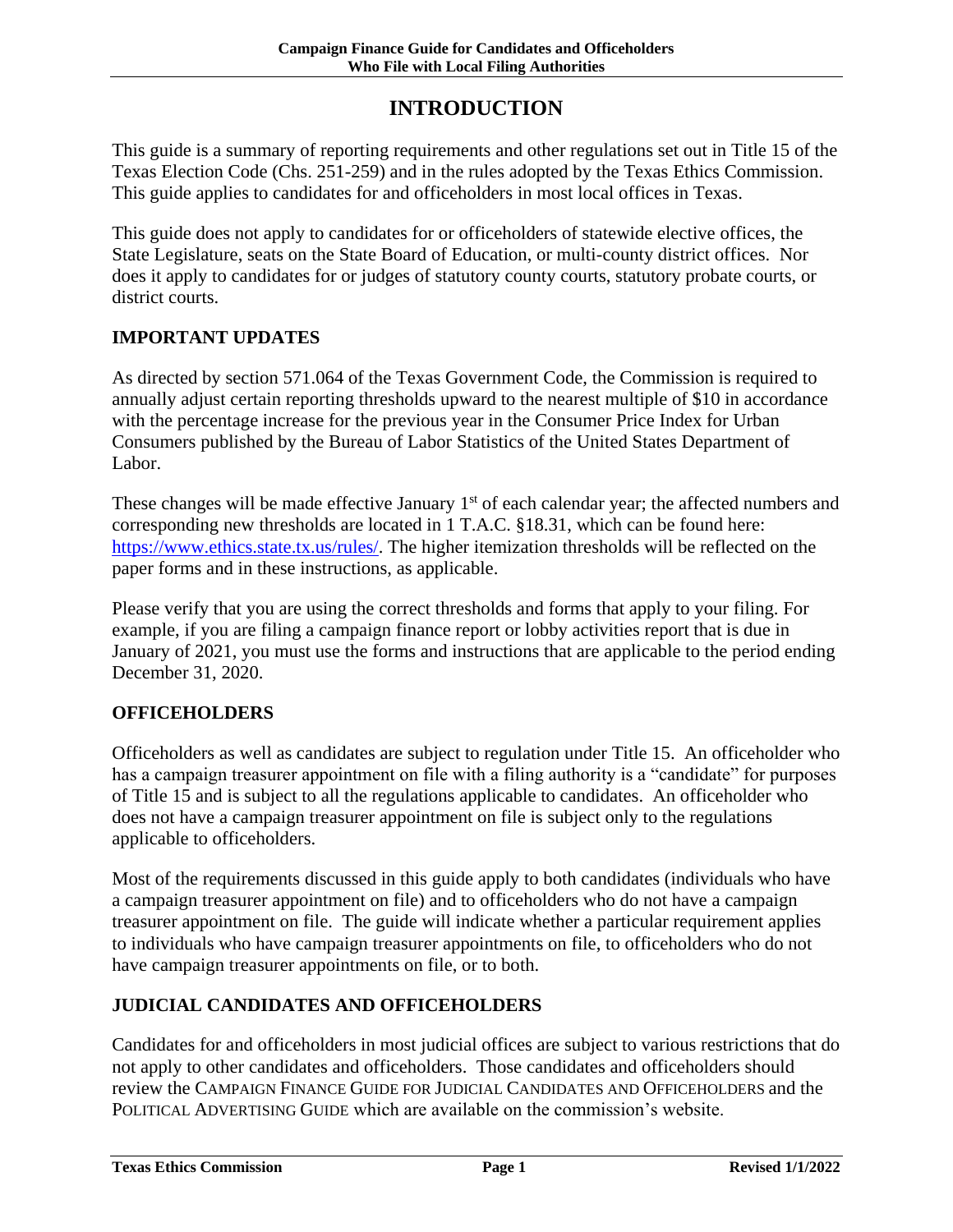# INTRODUCTION

This guide is a summary of reporting requirements and other regulations set out in Title 15 of the Texas Election Code (Chs. 251-259) and in the rules adopted by the Texas Ethics Commission. This guide applies to candidates for and officeholders in most local offices in Texas.

This guide does not apply to candidates for or officeholders of statewide elective offices, the State Legislature, seats on the State Board of Education, or multi-county district offices. Nor does it apply to candidates for or judges of statutory county courts, statutory probate courts, or district courts.

## IMPORTANT UPDATES

As directed by section 571.064 of the Texas Government Code, the Commission is required to annually adjust certain reporting thresholds upward to the nearest multiple of $10 in accordance with the percentage increase for the previous year in the Consumer Price Index for Urban Consumers published by the Bureau of Labor Statistics of the United States Department of Labor.

These changes will be made effective January 1st of each calendar year; the affected numbers and corresponding new thresholds are located in 1 T.A.C. §18.31, which can be found here: https://www.ethics.state.tx.us/rules/. The higher itemization thresholds will be reflected on the paper forms and in these instructions, as applicable.

Please verify that you are using the correct thresholds and forms that apply to your filing. For example, if you are filing a campaign finance report or lobby activities report that is due in January of 2021, you must use the forms and instructions that are applicable to the period ending December 31, 2020.

## OFFICEHOLDERS

Officeholders as well as candidates are subject to regulation under Title 15. An officeholder who has a campaign treasurer appointment on file with a filing authority is a "candidate" for purposes of Title 15 and is subject to all the regulations applicable to candidates. An officeholder who does not have a campaign treasurer appointment on file is subject only to the regulations applicable to officeholders.

Most of the requirements discussed in this guide apply to both candidates (individuals who have a campaign treasurer appointment on file) and to officeholders who do not have a campaign treasurer appointment on file. The guide will indicate whether a particular requirement applies to individuals who have campaign treasurer appointments on file, to officeholders who do not have campaign treasurer appointments on file, or to both.

## JUDICIAL CANDIDATES AND OFFICEHOLDERS

Candidates for and officeholders in most judicial offices are subject to various restrictions that do not apply to other candidates and officeholders. Those candidates and officeholders should review the CAMPAIGN FINANCE GUIDE FOR JUDICIAL CANDIDATES AND OFFICEHOLDERS and the POLITICAL ADVERTISING GUIDE which are available on the commission's website.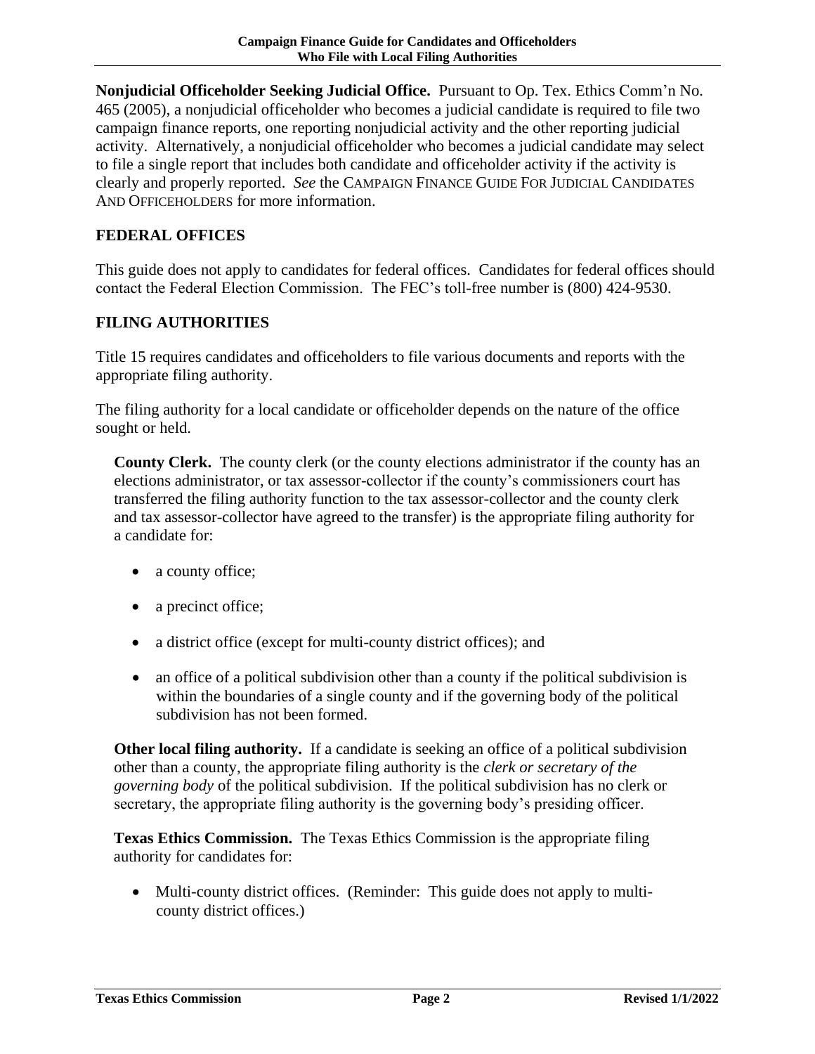**Nonjudicial Officeholder Seeking Judicial Office.** Pursuant to Op. Tex. Ethics Comm'n No. 465 (2005), a nonjudicial officeholder who becomes a judicial candidate is required to file two campaign finance reports, one reporting nonjudicial activity and the other reporting judicial activity. Alternatively, a nonjudicial officeholder who becomes a judicial candidate may select to file a single report that includes both candidate and officeholder activity if the activity is clearly and properly reported. *See* the CAMPAIGN FINANCE GUIDE FOR JUDICIAL CANDIDATES AND OFFICEHOLDERS for more information.

## FEDERAL OFFICES

This guide does not apply to candidates for federal offices. Candidates for federal offices should contact the Federal Election Commission. The FEC's toll-free number is (800) 424-9530.

## FILING AUTHORITIES

Title 15 requires candidates and officeholders to file various documents and reports with the appropriate filing authority.

The filing authority for a local candidate or officeholder depends on the nature of the office sought or held.

**County Clerk.** The county clerk (or the county elections administrator if the county has an elections administrator, or tax assessor-collector if the county's commissioners court has transferred the filing authority function to the tax assessor-collector and the county clerk and tax assessor-collector have agreed to the transfer) is the appropriate filing authority for a candidate for:

- a county office;
- a precinct office;
- a district office (except for multi-county district offices); and
- an office of a political subdivision other than a county if the political subdivision is within the boundaries of a single county and if the governing body of the political subdivision has not been formed.

**Other local filing authority.** If a candidate is seeking an office of a political subdivision other than a county, the appropriate filing authority is the *clerk or secretary of the governing body* of the political subdivision. If the political subdivision has no clerk or secretary, the appropriate filing authority is the governing body's presiding officer.

**Texas Ethics Commission.** The Texas Ethics Commission is the appropriate filing authority for candidates for:

- Multi-county district offices. (Reminder: This guide does not apply to multi-county district offices.)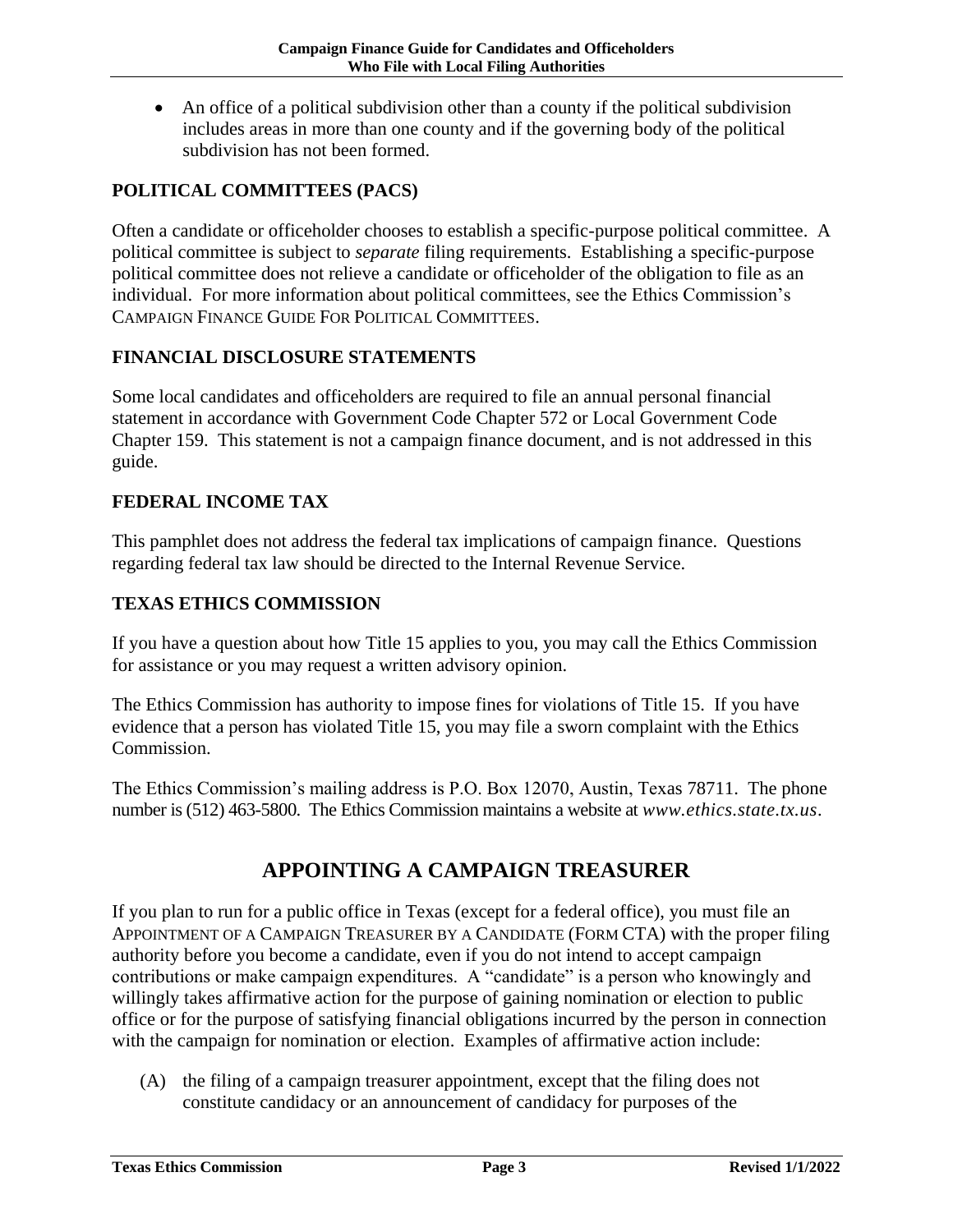- An office of a political subdivision other than a county if the political subdivision includes areas in more than one county and if the governing body of the political subdivision has not been formed.

### POLITICAL COMMITTEES (PACS)

Often a candidate or officeholder chooses to establish a specific-purpose political committee. A political committee is subject to *separate* filing requirements. Establishing a specific-purpose political committee does not relieve a candidate or officeholder of the obligation to file as an individual. For more information about political committees, see the Ethics Commission's CAMPAIGN FINANCE GUIDE FOR POLITICAL COMMITTEES.

### FINANCIAL DISCLOSURE STATEMENTS

Some local candidates and officeholders are required to file an annual personal financial statement in accordance with Government Code Chapter 572 or Local Government Code Chapter 159. This statement is not a campaign finance document, and is not addressed in this guide.

### FEDERAL INCOME TAX

This pamphlet does not address the federal tax implications of campaign finance. Questions regarding federal tax law should be directed to the Internal Revenue Service.

### TEXAS ETHICS COMMISSION

If you have a question about how Title 15 applies to you, you may call the Ethics Commission for assistance or you may request a written advisory opinion.

The Ethics Commission has authority to impose fines for violations of Title 15. If you have evidence that a person has violated Title 15, you may file a sworn complaint with the Ethics Commission.

The Ethics Commission's mailing address is P.O. Box 12070, Austin, Texas 78711. The phone number is (512) 463-5800. The Ethics Commission maintains a website at *www.ethics.state.tx.us*.

## APPOINTING A CAMPAIGN TREASURER

If you plan to run for a public office in Texas (except for a federal office), you must file an APPOINTMENT OF A CAMPAIGN TREASURER BY A CANDIDATE (FORM CTA) with the proper filing authority before you become a candidate, even if you do not intend to accept campaign contributions or make campaign expenditures. A "candidate" is a person who knowingly and willingly takes affirmative action for the purpose of gaining nomination or election to public office or for the purpose of satisfying financial obligations incurred by the person in connection with the campaign for nomination or election. Examples of affirmative action include:

(A) the filing of a campaign treasurer appointment, except that the filing does not constitute candidacy or an announcement of candidacy for purposes of the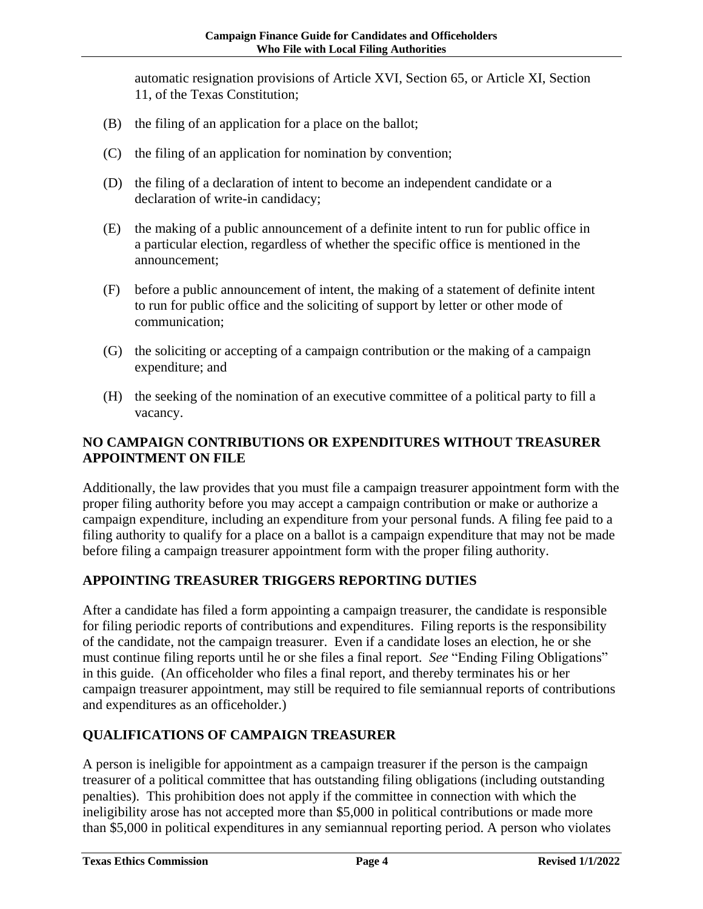automatic resignation provisions of Article XVI, Section 65, or Article XI, Section 11, of the Texas Constitution;

(B) the filing of an application for a place on the ballot;

(C) the filing of an application for nomination by convention;

(D) the filing of a declaration of intent to become an independent candidate or a declaration of write-in candidacy;

(E) the making of a public announcement of a definite intent to run for public office in a particular election, regardless of whether the specific office is mentioned in the announcement;

(F) before a public announcement of intent, the making of a statement of definite intent to run for public office and the soliciting of support by letter or other mode of communication;

(G) the soliciting or accepting of a campaign contribution or the making of a campaign expenditure; and

(H) the seeking of the nomination of an executive committee of a political party to fill a vacancy.

## NO CAMPAIGN CONTRIBUTIONS OR EXPENDITURES WITHOUT TREASURER APPOINTMENT ON FILE

Additionally, the law provides that you must file a campaign treasurer appointment form with the proper filing authority before you may accept a campaign contribution or make or authorize a campaign expenditure, including an expenditure from your personal funds. A filing fee paid to a filing authority to qualify for a place on a ballot is a campaign expenditure that may not be made before filing a campaign treasurer appointment form with the proper filing authority.

## APPOINTING TREASURER TRIGGERS REPORTING DUTIES

After a candidate has filed a form appointing a campaign treasurer, the candidate is responsible for filing periodic reports of contributions and expenditures. Filing reports is the responsibility of the candidate, not the campaign treasurer. Even if a candidate loses an election, he or she must continue filing reports until he or she files a final report. *See* "Ending Filing Obligations" in this guide. (An officeholder who files a final report, and thereby terminates his or her campaign treasurer appointment, may still be required to file semiannual reports of contributions and expenditures as an officeholder.)

## QUALIFICATIONS OF CAMPAIGN TREASURER

A person is ineligible for appointment as a campaign treasurer if the person is the campaign treasurer of a political committee that has outstanding filing obligations (including outstanding penalties). This prohibition does not apply if the committee in connection with which the ineligibility arose has not accepted more than $5,000 in political contributions or made more than $5,000 in political expenditures in any semiannual reporting period. A person who violates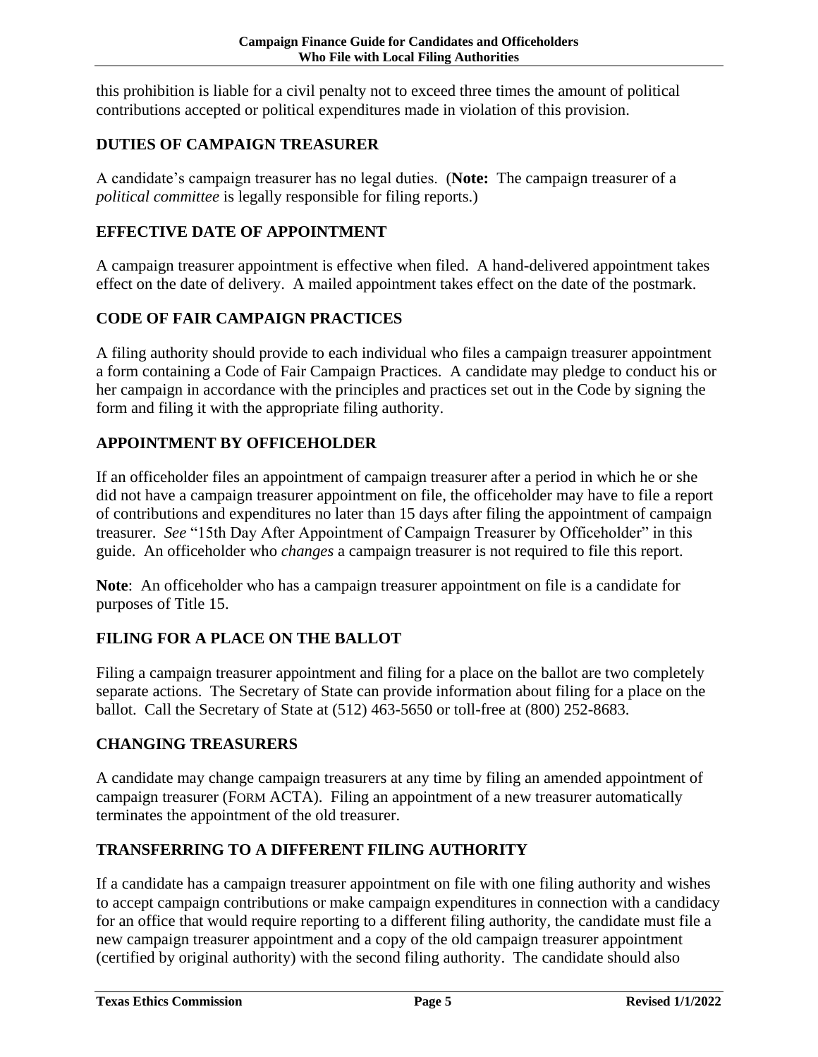this prohibition is liable for a civil penalty not to exceed three times the amount of political contributions accepted or political expenditures made in violation of this provision.

## DUTIES OF CAMPAIGN TREASURER

A candidate's campaign treasurer has no legal duties. (**Note:** The campaign treasurer of a *political committee* is legally responsible for filing reports.)

## EFFECTIVE DATE OF APPOINTMENT

A campaign treasurer appointment is effective when filed. A hand-delivered appointment takes effect on the date of delivery. A mailed appointment takes effect on the date of the postmark.

## CODE OF FAIR CAMPAIGN PRACTICES

A filing authority should provide to each individual who files a campaign treasurer appointment a form containing a Code of Fair Campaign Practices. A candidate may pledge to conduct his or her campaign in accordance with the principles and practices set out in the Code by signing the form and filing it with the appropriate filing authority.

## APPOINTMENT BY OFFICEHOLDER

If an officeholder files an appointment of campaign treasurer after a period in which he or she did not have a campaign treasurer appointment on file, the officeholder may have to file a report of contributions and expenditures no later than 15 days after filing the appointment of campaign treasurer. *See* "15th Day After Appointment of Campaign Treasurer by Officeholder" in this guide. An officeholder who *changes* a campaign treasurer is not required to file this report.

**Note**: An officeholder who has a campaign treasurer appointment on file is a candidate for purposes of Title 15.

## FILING FOR A PLACE ON THE BALLOT

Filing a campaign treasurer appointment and filing for a place on the ballot are two completely separate actions. The Secretary of State can provide information about filing for a place on the ballot. Call the Secretary of State at (512) 463-5650 or toll-free at (800) 252-8683.

## CHANGING TREASURERS

A candidate may change campaign treasurers at any time by filing an amended appointment of campaign treasurer (FORM ACTA). Filing an appointment of a new treasurer automatically terminates the appointment of the old treasurer.

## TRANSFERRING TO A DIFFERENT FILING AUTHORITY

If a candidate has a campaign treasurer appointment on file with one filing authority and wishes to accept campaign contributions or make campaign expenditures in connection with a candidacy for an office that would require reporting to a different filing authority, the candidate must file a new campaign treasurer appointment and a copy of the old campaign treasurer appointment (certified by original authority) with the second filing authority. The candidate should also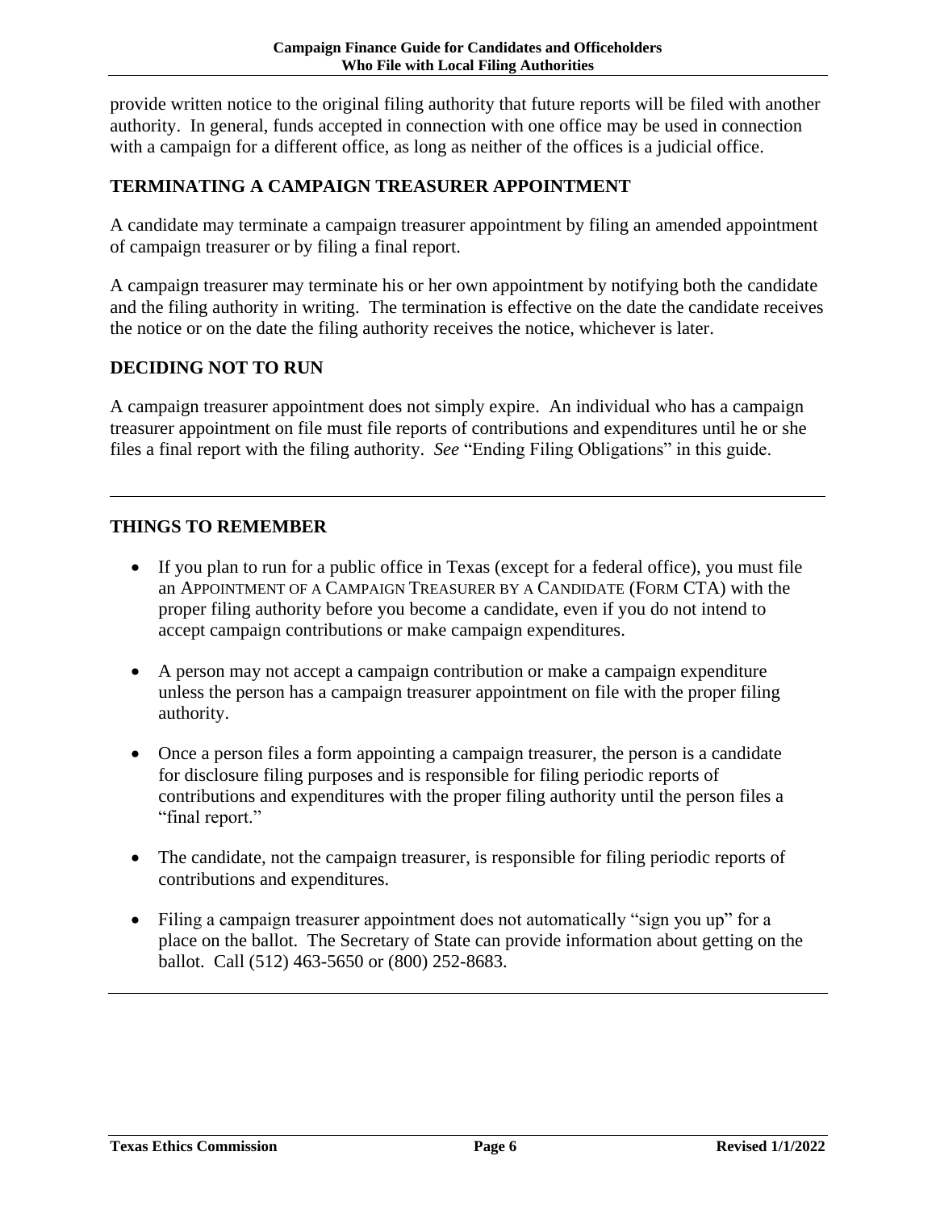provide written notice to the original filing authority that future reports will be filed with another authority. In general, funds accepted in connection with one office may be used in connection with a campaign for a different office, as long as neither of the offices is a judicial office.

## TERMINATING A CAMPAIGN TREASURER APPOINTMENT

A candidate may terminate a campaign treasurer appointment by filing an amended appointment of campaign treasurer or by filing a final report.

A campaign treasurer may terminate his or her own appointment by notifying both the candidate and the filing authority in writing. The termination is effective on the date the candidate receives the notice or on the date the filing authority receives the notice, whichever is later.

## DECIDING NOT TO RUN

A campaign treasurer appointment does not simply expire. An individual who has a campaign treasurer appointment on file must file reports of contributions and expenditures until he or she files a final report with the filing authority. *See* "Ending Filing Obligations" in this guide.

---

## THINGS TO REMEMBER

- If you plan to run for a public office in Texas (except for a federal office), you must file an APPOINTMENT OF A CAMPAIGN TREASURER BY A CANDIDATE (FORM CTA) with the proper filing authority before you become a candidate, even if you do not intend to accept campaign contributions or make campaign expenditures.
- A person may not accept a campaign contribution or make a campaign expenditure unless the person has a campaign treasurer appointment on file with the proper filing authority.
- Once a person files a form appointing a campaign treasurer, the person is a candidate for disclosure filing purposes and is responsible for filing periodic reports of contributions and expenditures with the proper filing authority until the person files a "final report."
- The candidate, not the campaign treasurer, is responsible for filing periodic reports of contributions and expenditures.
- Filing a campaign treasurer appointment does not automatically "sign you up" for a place on the ballot. The Secretary of State can provide information about getting on the ballot. Call (512) 463-5650 or (800) 252-8683.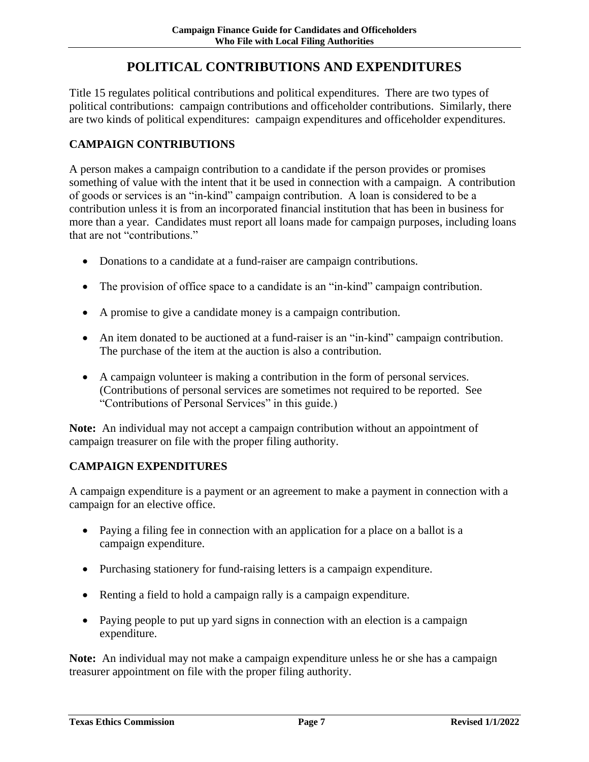# POLITICAL CONTRIBUTIONS AND EXPENDITURES

Title 15 regulates political contributions and political expenditures. There are two types of political contributions: campaign contributions and officeholder contributions. Similarly, there are two kinds of political expenditures: campaign expenditures and officeholder expenditures.

## CAMPAIGN CONTRIBUTIONS

A person makes a campaign contribution to a candidate if the person provides or promises something of value with the intent that it be used in connection with a campaign. A contribution of goods or services is an "in-kind" campaign contribution. A loan is considered to be a contribution unless it is from an incorporated financial institution that has been in business for more than a year. Candidates must report all loans made for campaign purposes, including loans that are not "contributions."

- Donations to a candidate at a fund-raiser are campaign contributions.
- The provision of office space to a candidate is an "in-kind" campaign contribution.
- A promise to give a candidate money is a campaign contribution.
- An item donated to be auctioned at a fund-raiser is an "in-kind" campaign contribution. The purchase of the item at the auction is also a contribution.
- A campaign volunteer is making a contribution in the form of personal services. (Contributions of personal services are sometimes not required to be reported. See "Contributions of Personal Services" in this guide.)

**Note:** An individual may not accept a campaign contribution without an appointment of campaign treasurer on file with the proper filing authority.

## CAMPAIGN EXPENDITURES

A campaign expenditure is a payment or an agreement to make a payment in connection with a campaign for an elective office.

- Paying a filing fee in connection with an application for a place on a ballot is a campaign expenditure.
- Purchasing stationery for fund-raising letters is a campaign expenditure.
- Renting a field to hold a campaign rally is a campaign expenditure.
- Paying people to put up yard signs in connection with an election is a campaign expenditure.

**Note:** An individual may not make a campaign expenditure unless he or she has a campaign treasurer appointment on file with the proper filing authority.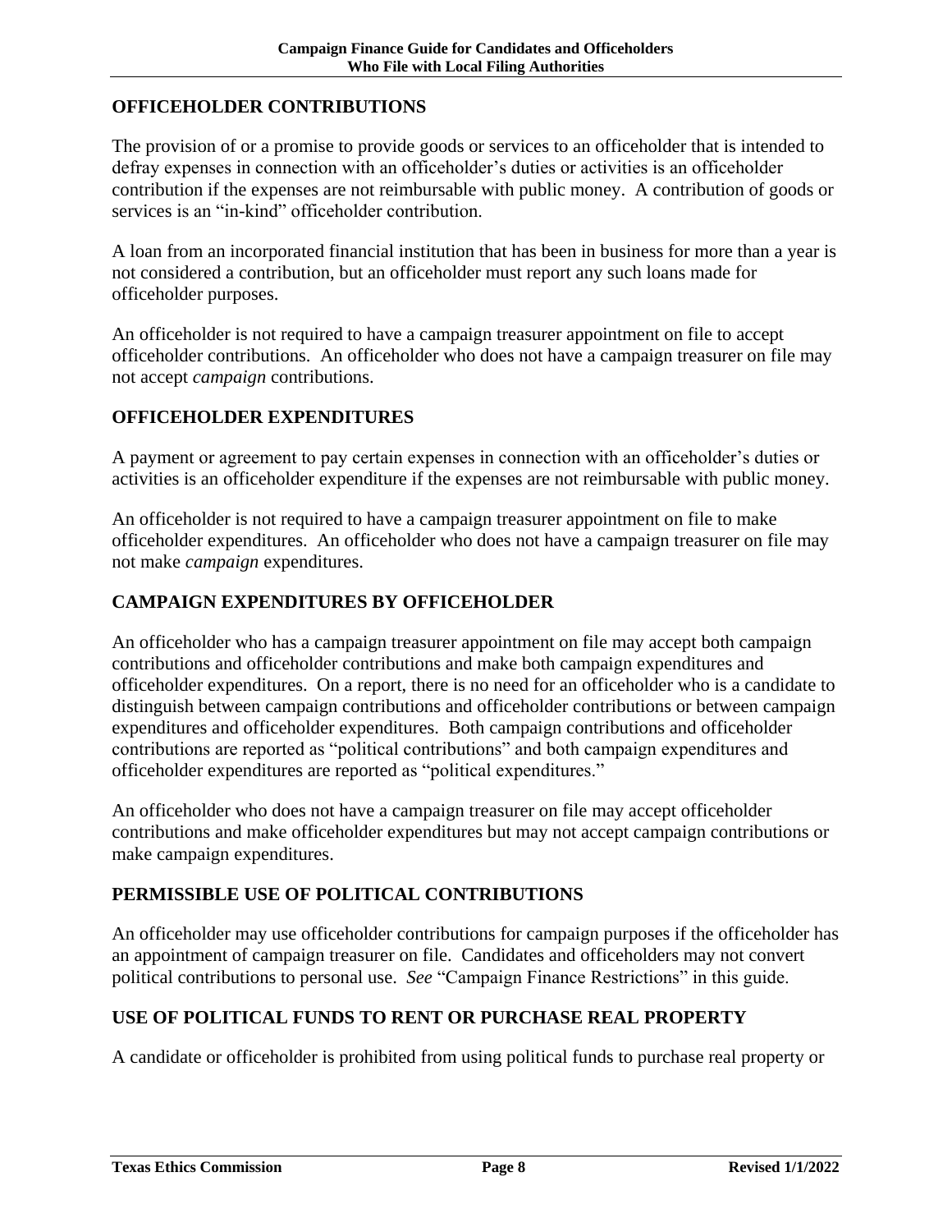## OFFICEHOLDER CONTRIBUTIONS

The provision of or a promise to provide goods or services to an officeholder that is intended to defray expenses in connection with an officeholder's duties or activities is an officeholder contribution if the expenses are not reimbursable with public money. A contribution of goods or services is an "in-kind" officeholder contribution.

A loan from an incorporated financial institution that has been in business for more than a year is not considered a contribution, but an officeholder must report any such loans made for officeholder purposes.

An officeholder is not required to have a campaign treasurer appointment on file to accept officeholder contributions. An officeholder who does not have a campaign treasurer on file may not accept *campaign* contributions.

## OFFICEHOLDER EXPENDITURES

A payment or agreement to pay certain expenses in connection with an officeholder's duties or activities is an officeholder expenditure if the expenses are not reimbursable with public money.

An officeholder is not required to have a campaign treasurer appointment on file to make officeholder expenditures. An officeholder who does not have a campaign treasurer on file may not make *campaign* expenditures.

## CAMPAIGN EXPENDITURES BY OFFICEHOLDER

An officeholder who has a campaign treasurer appointment on file may accept both campaign contributions and officeholder contributions and make both campaign expenditures and officeholder expenditures. On a report, there is no need for an officeholder who is a candidate to distinguish between campaign contributions and officeholder contributions or between campaign expenditures and officeholder expenditures. Both campaign contributions and officeholder contributions are reported as "political contributions" and both campaign expenditures and officeholder expenditures are reported as "political expenditures."

An officeholder who does not have a campaign treasurer on file may accept officeholder contributions and make officeholder expenditures but may not accept campaign contributions or make campaign expenditures.

## PERMISSIBLE USE OF POLITICAL CONTRIBUTIONS

An officeholder may use officeholder contributions for campaign purposes if the officeholder has an appointment of campaign treasurer on file. Candidates and officeholders may not convert political contributions to personal use. *See* "Campaign Finance Restrictions" in this guide.

## USE OF POLITICAL FUNDS TO RENT OR PURCHASE REAL PROPERTY

A candidate or officeholder is prohibited from using political funds to purchase real property or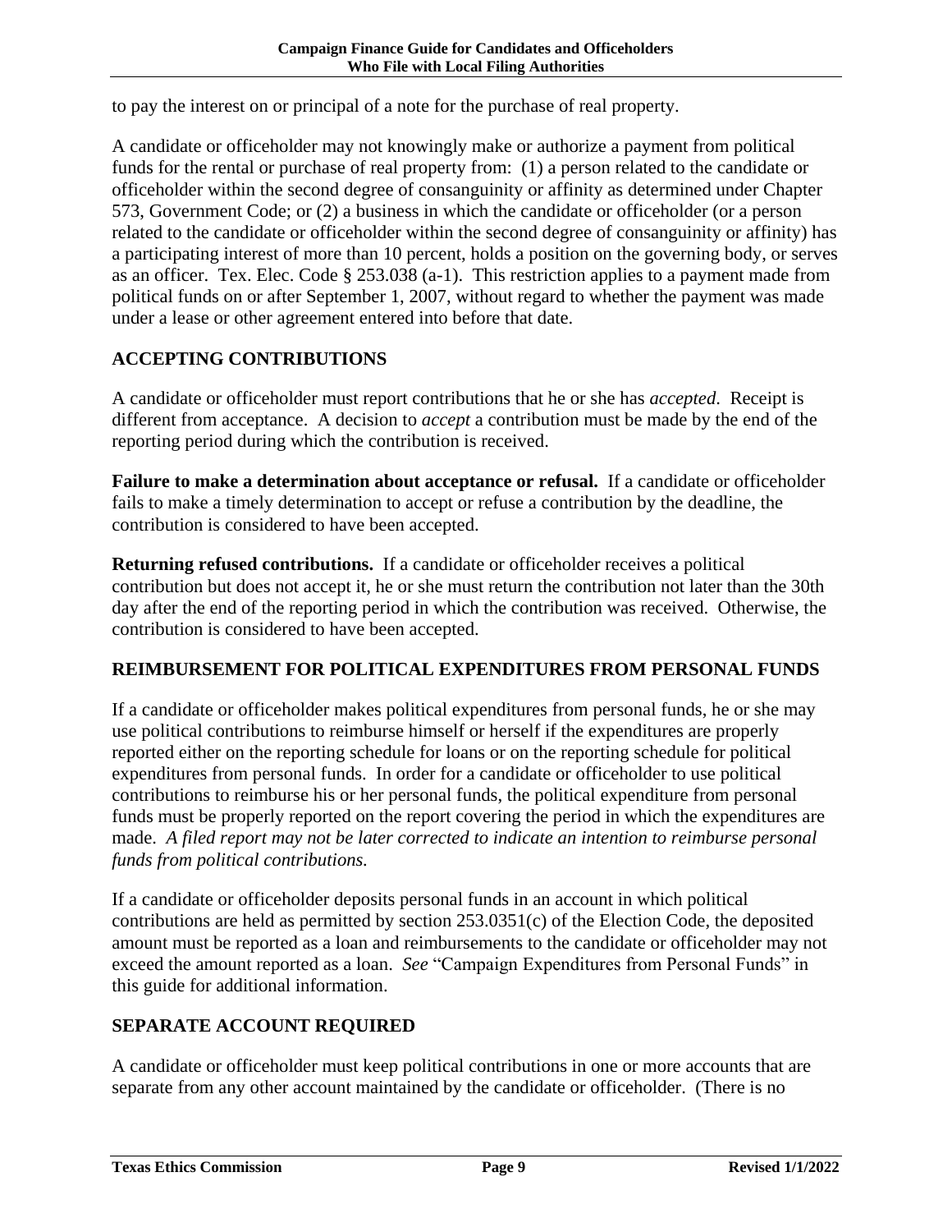to pay the interest on or principal of a note for the purchase of real property.

A candidate or officeholder may not knowingly make or authorize a payment from political funds for the rental or purchase of real property from: (1) a person related to the candidate or officeholder within the second degree of consanguinity or affinity as determined under Chapter 573, Government Code; or (2) a business in which the candidate or officeholder (or a person related to the candidate or officeholder within the second degree of consanguinity or affinity) has a participating interest of more than 10 percent, holds a position on the governing body, or serves as an officer. Tex. Elec. Code § 253.038 (a-1). This restriction applies to a payment made from political funds on or after September 1, 2007, without regard to whether the payment was made under a lease or other agreement entered into before that date.

## ACCEPTING CONTRIBUTIONS

A candidate or officeholder must report contributions that he or she has *accepted*. Receipt is different from acceptance. A decision to *accept* a contribution must be made by the end of the reporting period during which the contribution is received.

**Failure to make a determination about acceptance or refusal.** If a candidate or officeholder fails to make a timely determination to accept or refuse a contribution by the deadline, the contribution is considered to have been accepted.

**Returning refused contributions.** If a candidate or officeholder receives a political contribution but does not accept it, he or she must return the contribution not later than the 30th day after the end of the reporting period in which the contribution was received. Otherwise, the contribution is considered to have been accepted.

## REIMBURSEMENT FOR POLITICAL EXPENDITURES FROM PERSONAL FUNDS

If a candidate or officeholder makes political expenditures from personal funds, he or she may use political contributions to reimburse himself or herself if the expenditures are properly reported either on the reporting schedule for loans or on the reporting schedule for political expenditures from personal funds. In order for a candidate or officeholder to use political contributions to reimburse his or her personal funds, the political expenditure from personal funds must be properly reported on the report covering the period in which the expenditures are made. *A filed report may not be later corrected to indicate an intention to reimburse personal funds from political contributions.*

If a candidate or officeholder deposits personal funds in an account in which political contributions are held as permitted by section 253.0351(c) of the Election Code, the deposited amount must be reported as a loan and reimbursements to the candidate or officeholder may not exceed the amount reported as a loan. *See* "Campaign Expenditures from Personal Funds" in this guide for additional information.

## SEPARATE ACCOUNT REQUIRED

A candidate or officeholder must keep political contributions in one or more accounts that are separate from any other account maintained by the candidate or officeholder. (There is no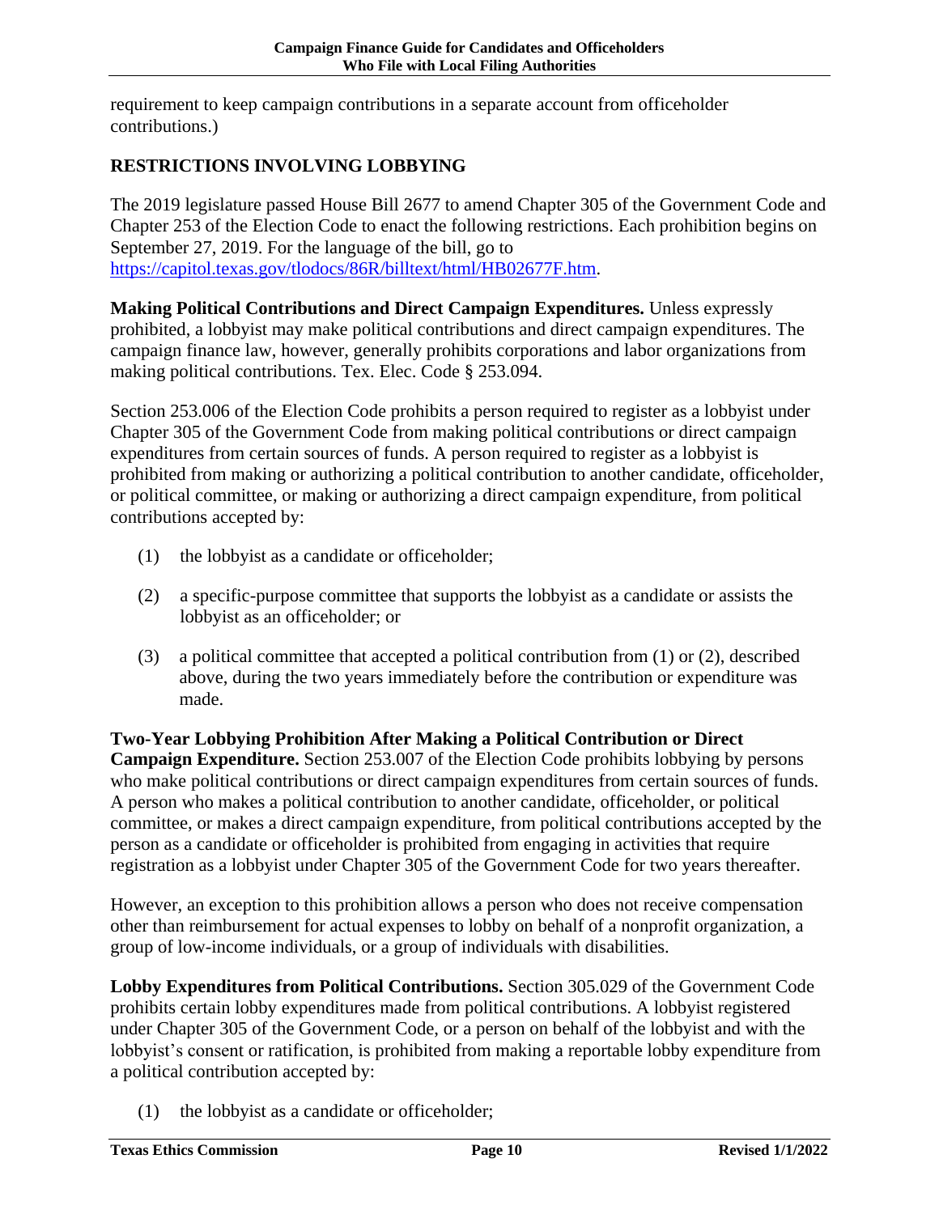requirement to keep campaign contributions in a separate account from officeholder contributions.)

## RESTRICTIONS INVOLVING LOBBYING

The 2019 legislature passed House Bill 2677 to amend Chapter 305 of the Government Code and Chapter 253 of the Election Code to enact the following restrictions. Each prohibition begins on September 27, 2019. For the language of the bill, go to [https://capitol.texas.gov/tlodocs/86R/billtext/html/HB02677F.htm](https://capitol.texas.gov/tlodocs/86R/billtext/html/HB02677F.htm).

**Making Political Contributions and Direct Campaign Expenditures.** Unless expressly prohibited, a lobbyist may make political contributions and direct campaign expenditures. The campaign finance law, however, generally prohibits corporations and labor organizations from making political contributions. Tex. Elec. Code § 253.094.

Section 253.006 of the Election Code prohibits a person required to register as a lobbyist under Chapter 305 of the Government Code from making political contributions or direct campaign expenditures from certain sources of funds. A person required to register as a lobbyist is prohibited from making or authorizing a political contribution to another candidate, officeholder, or political committee, or making or authorizing a direct campaign expenditure, from political contributions accepted by:

(1) the lobbyist as a candidate or officeholder;

(2) a specific-purpose committee that supports the lobbyist as a candidate or assists the lobbyist as an officeholder; or

(3) a political committee that accepted a political contribution from (1) or (2), described above, during the two years immediately before the contribution or expenditure was made.

**Two-Year Lobbying Prohibition After Making a Political Contribution or Direct Campaign Expenditure.** Section 253.007 of the Election Code prohibits lobbying by persons who make political contributions or direct campaign expenditures from certain sources of funds. A person who makes a political contribution to another candidate, officeholder, or political committee, or makes a direct campaign expenditure, from political contributions accepted by the person as a candidate or officeholder is prohibited from engaging in activities that require registration as a lobbyist under Chapter 305 of the Government Code for two years thereafter.

However, an exception to this prohibition allows a person who does not receive compensation other than reimbursement for actual expenses to lobby on behalf of a nonprofit organization, a group of low-income individuals, or a group of individuals with disabilities.

**Lobby Expenditures from Political Contributions.** Section 305.029 of the Government Code prohibits certain lobby expenditures made from political contributions. A lobbyist registered under Chapter 305 of the Government Code, or a person on behalf of the lobbyist and with the lobbyist's consent or ratification, is prohibited from making a reportable lobby expenditure from a political contribution accepted by:

(1) the lobbyist as a candidate or officeholder;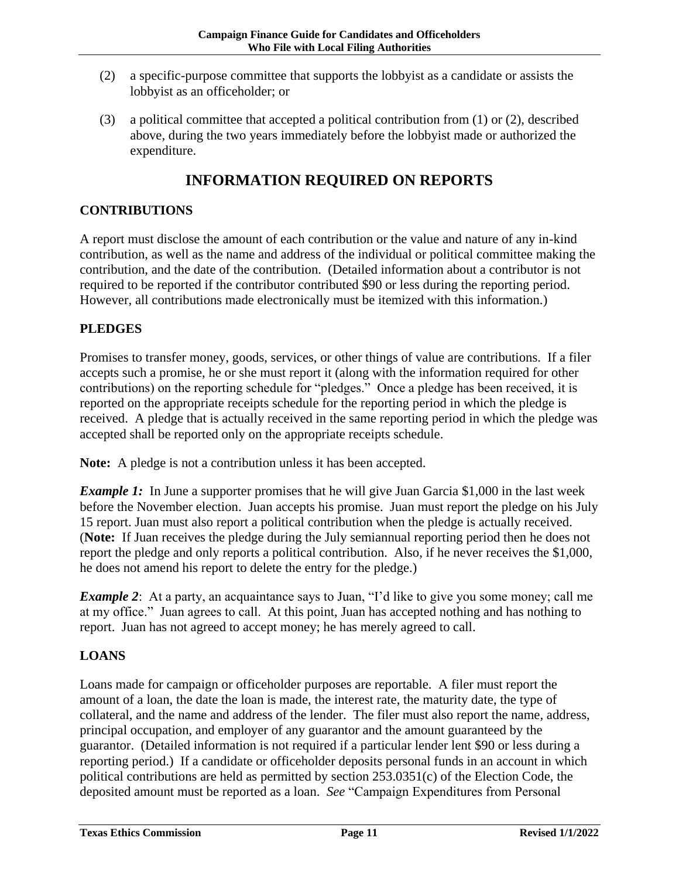(2) a specific-purpose committee that supports the lobbyist as a candidate or assists the lobbyist as an officeholder; or

(3) a political committee that accepted a political contribution from (1) or (2), described above, during the two years immediately before the lobbyist made or authorized the expenditure.

# INFORMATION REQUIRED ON REPORTS

## CONTRIBUTIONS

A report must disclose the amount of each contribution or the value and nature of any in-kind contribution, as well as the name and address of the individual or political committee making the contribution, and the date of the contribution. (Detailed information about a contributor is not required to be reported if the contributor contributed $90 or less during the reporting period. However, all contributions made electronically must be itemized with this information.)

## PLEDGES

Promises to transfer money, goods, services, or other things of value are contributions. If a filer accepts such a promise, he or she must report it (along with the information required for other contributions) on the reporting schedule for "pledges." Once a pledge has been received, it is reported on the appropriate receipts schedule for the reporting period in which the pledge is received. A pledge that is actually received in the same reporting period in which the pledge was accepted shall be reported only on the appropriate receipts schedule.

**Note:** A pledge is not a contribution unless it has been accepted.

***Example 1:*** In June a supporter promises that he will give Juan Garcia $1,000 in the last week before the November election. Juan accepts his promise. Juan must report the pledge on his July 15 report. Juan must also report a political contribution when the pledge is actually received. (**Note:** If Juan receives the pledge during the July semiannual reporting period then he does not report the pledge and only reports a political contribution. Also, if he never receives the $1,000, he does not amend his report to delete the entry for the pledge.)

***Example 2***: At a party, an acquaintance says to Juan, "I'd like to give you some money; call me at my office." Juan agrees to call. At this point, Juan has accepted nothing and has nothing to report. Juan has not agreed to accept money; he has merely agreed to call.

## LOANS

Loans made for campaign or officeholder purposes are reportable. A filer must report the amount of a loan, the date the loan is made, the interest rate, the maturity date, the type of collateral, and the name and address of the lender. The filer must also report the name, address, principal occupation, and employer of any guarantor and the amount guaranteed by the guarantor. (Detailed information is not required if a particular lender lent $90 or less during a reporting period.) If a candidate or officeholder deposits personal funds in an account in which political contributions are held as permitted by section 253.0351(c) of the Election Code, the deposited amount must be reported as a loan. *See* "Campaign Expenditures from Personal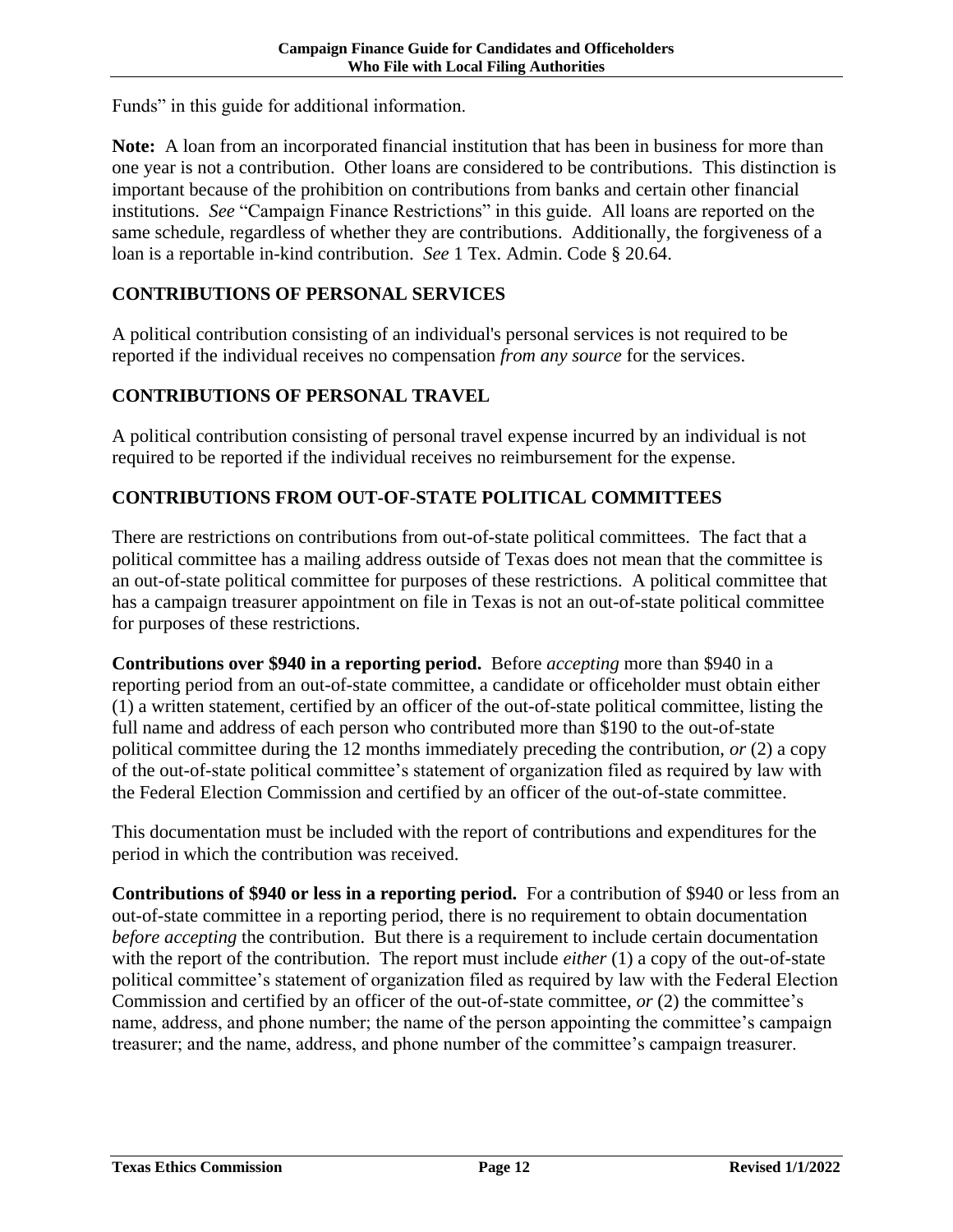Funds" in this guide for additional information.

**Note:** A loan from an incorporated financial institution that has been in business for more than one year is not a contribution. Other loans are considered to be contributions. This distinction is important because of the prohibition on contributions from banks and certain other financial institutions. *See* "Campaign Finance Restrictions" in this guide. All loans are reported on the same schedule, regardless of whether they are contributions. Additionally, the forgiveness of a loan is a reportable in-kind contribution. *See* 1 Tex. Admin. Code § 20.64.

## CONTRIBUTIONS OF PERSONAL SERVICES

A political contribution consisting of an individual's personal services is not required to be reported if the individual receives no compensation *from any source* for the services.

## CONTRIBUTIONS OF PERSONAL TRAVEL

A political contribution consisting of personal travel expense incurred by an individual is not required to be reported if the individual receives no reimbursement for the expense.

## CONTRIBUTIONS FROM OUT-OF-STATE POLITICAL COMMITTEES

There are restrictions on contributions from out-of-state political committees. The fact that a political committee has a mailing address outside of Texas does not mean that the committee is an out-of-state political committee for purposes of these restrictions. A political committee that has a campaign treasurer appointment on file in Texas is not an out-of-state political committee for purposes of these restrictions.

**Contributions over $940 in a reporting period.** Before *accepting* more than $940 in a reporting period from an out-of-state committee, a candidate or officeholder must obtain either (1) a written statement, certified by an officer of the out-of-state political committee, listing the full name and address of each person who contributed more than $190 to the out-of-state political committee during the 12 months immediately preceding the contribution, *or* (2) a copy of the out-of-state political committee's statement of organization filed as required by law with the Federal Election Commission and certified by an officer of the out-of-state committee.

This documentation must be included with the report of contributions and expenditures for the period in which the contribution was received.

**Contributions of $940 or less in a reporting period.** For a contribution of $940 or less from an out-of-state committee in a reporting period, there is no requirement to obtain documentation *before accepting* the contribution. But there is a requirement to include certain documentation with the report of the contribution. The report must include *either* (1) a copy of the out-of-state political committee's statement of organization filed as required by law with the Federal Election Commission and certified by an officer of the out-of-state committee, *or* (2) the committee's name, address, and phone number; the name of the person appointing the committee's campaign treasurer; and the name, address, and phone number of the committee's campaign treasurer.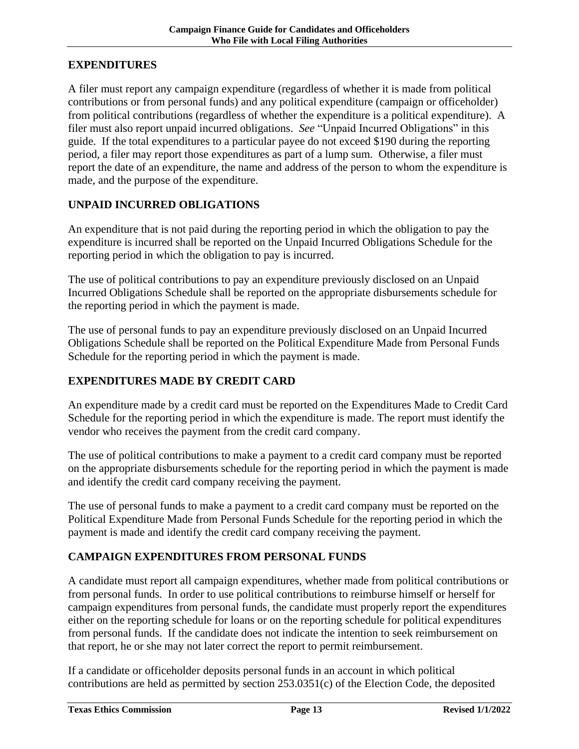## EXPENDITURES

A filer must report any campaign expenditure (regardless of whether it is made from political contributions or from personal funds) and any political expenditure (campaign or officeholder) from political contributions (regardless of whether the expenditure is a political expenditure). A filer must also report unpaid incurred obligations. *See* "Unpaid Incurred Obligations" in this guide. If the total expenditures to a particular payee do not exceed $190 during the reporting period, a filer may report those expenditures as part of a lump sum. Otherwise, a filer must report the date of an expenditure, the name and address of the person to whom the expenditure is made, and the purpose of the expenditure.

## UNPAID INCURRED OBLIGATIONS

An expenditure that is not paid during the reporting period in which the obligation to pay the expenditure is incurred shall be reported on the Unpaid Incurred Obligations Schedule for the reporting period in which the obligation to pay is incurred.

The use of political contributions to pay an expenditure previously disclosed on an Unpaid Incurred Obligations Schedule shall be reported on the appropriate disbursements schedule for the reporting period in which the payment is made.

The use of personal funds to pay an expenditure previously disclosed on an Unpaid Incurred Obligations Schedule shall be reported on the Political Expenditure Made from Personal Funds Schedule for the reporting period in which the payment is made.

## EXPENDITURES MADE BY CREDIT CARD

An expenditure made by a credit card must be reported on the Expenditures Made to Credit Card Schedule for the reporting period in which the expenditure is made. The report must identify the vendor who receives the payment from the credit card company.

The use of political contributions to make a payment to a credit card company must be reported on the appropriate disbursements schedule for the reporting period in which the payment is made and identify the credit card company receiving the payment.

The use of personal funds to make a payment to a credit card company must be reported on the Political Expenditure Made from Personal Funds Schedule for the reporting period in which the payment is made and identify the credit card company receiving the payment.

## CAMPAIGN EXPENDITURES FROM PERSONAL FUNDS

A candidate must report all campaign expenditures, whether made from political contributions or from personal funds. In order to use political contributions to reimburse himself or herself for campaign expenditures from personal funds, the candidate must properly report the expenditures either on the reporting schedule for loans or on the reporting schedule for political expenditures from personal funds. If the candidate does not indicate the intention to seek reimbursement on that report, he or she may not later correct the report to permit reimbursement.

If a candidate or officeholder deposits personal funds in an account in which political contributions are held as permitted by section 253.0351(c) of the Election Code, the deposited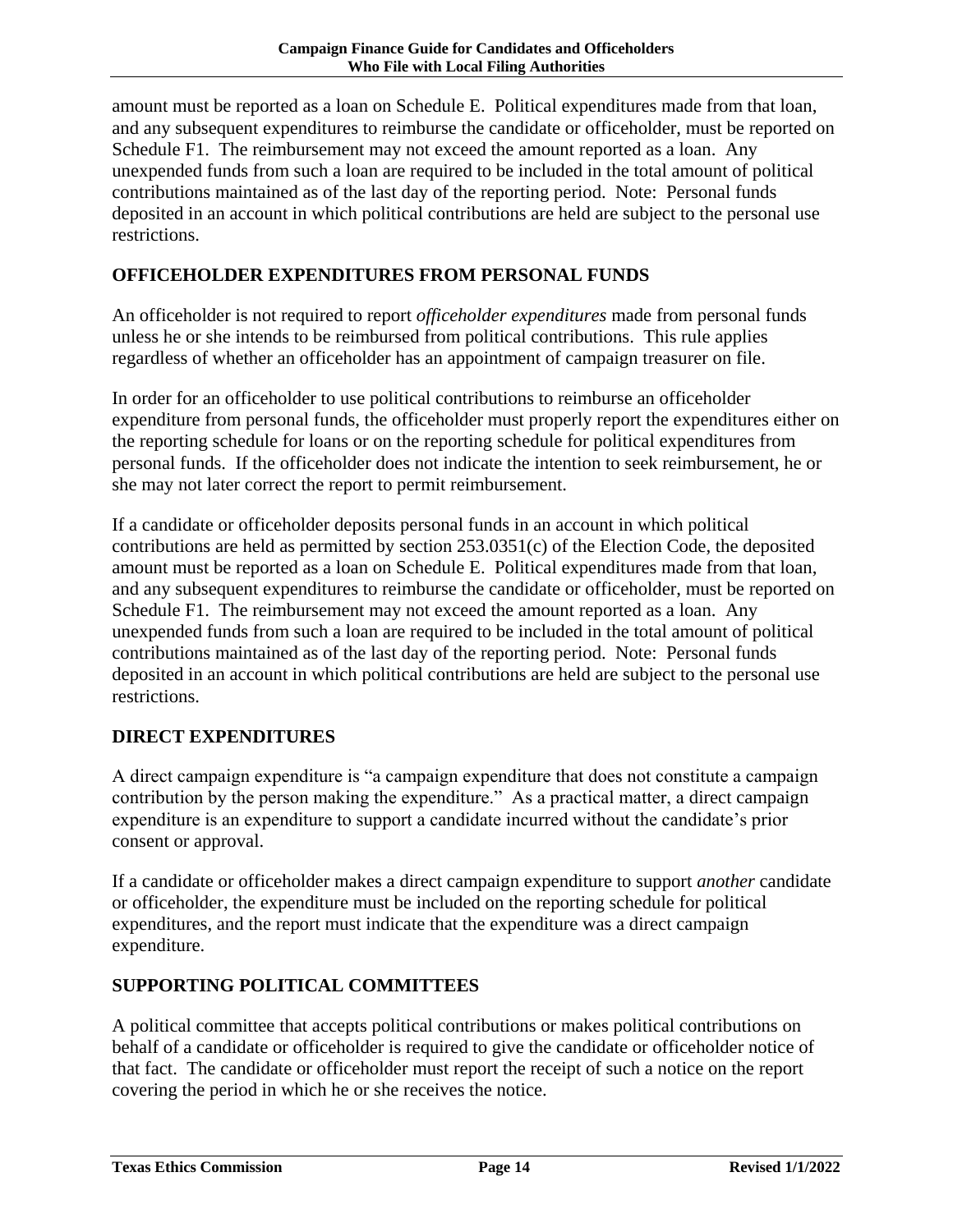amount must be reported as a loan on Schedule E. Political expenditures made from that loan, and any subsequent expenditures to reimburse the candidate or officeholder, must be reported on Schedule F1. The reimbursement may not exceed the amount reported as a loan. Any unexpended funds from such a loan are required to be included in the total amount of political contributions maintained as of the last day of the reporting period. Note: Personal funds deposited in an account in which political contributions are held are subject to the personal use restrictions.

## OFFICEHOLDER EXPENDITURES FROM PERSONAL FUNDS

An officeholder is not required to report *officeholder expenditures* made from personal funds unless he or she intends to be reimbursed from political contributions. This rule applies regardless of whether an officeholder has an appointment of campaign treasurer on file.

In order for an officeholder to use political contributions to reimburse an officeholder expenditure from personal funds, the officeholder must properly report the expenditures either on the reporting schedule for loans or on the reporting schedule for political expenditures from personal funds. If the officeholder does not indicate the intention to seek reimbursement, he or she may not later correct the report to permit reimbursement.

If a candidate or officeholder deposits personal funds in an account in which political contributions are held as permitted by section 253.0351(c) of the Election Code, the deposited amount must be reported as a loan on Schedule E. Political expenditures made from that loan, and any subsequent expenditures to reimburse the candidate or officeholder, must be reported on Schedule F1. The reimbursement may not exceed the amount reported as a loan. Any unexpended funds from such a loan are required to be included in the total amount of political contributions maintained as of the last day of the reporting period. Note: Personal funds deposited in an account in which political contributions are held are subject to the personal use restrictions.

## DIRECT EXPENDITURES

A direct campaign expenditure is "a campaign expenditure that does not constitute a campaign contribution by the person making the expenditure." As a practical matter, a direct campaign expenditure is an expenditure to support a candidate incurred without the candidate's prior consent or approval.

If a candidate or officeholder makes a direct campaign expenditure to support *another* candidate or officeholder, the expenditure must be included on the reporting schedule for political expenditures, and the report must indicate that the expenditure was a direct campaign expenditure.

## SUPPORTING POLITICAL COMMITTEES

A political committee that accepts political contributions or makes political contributions on behalf of a candidate or officeholder is required to give the candidate or officeholder notice of that fact. The candidate or officeholder must report the receipt of such a notice on the report covering the period in which he or she receives the notice.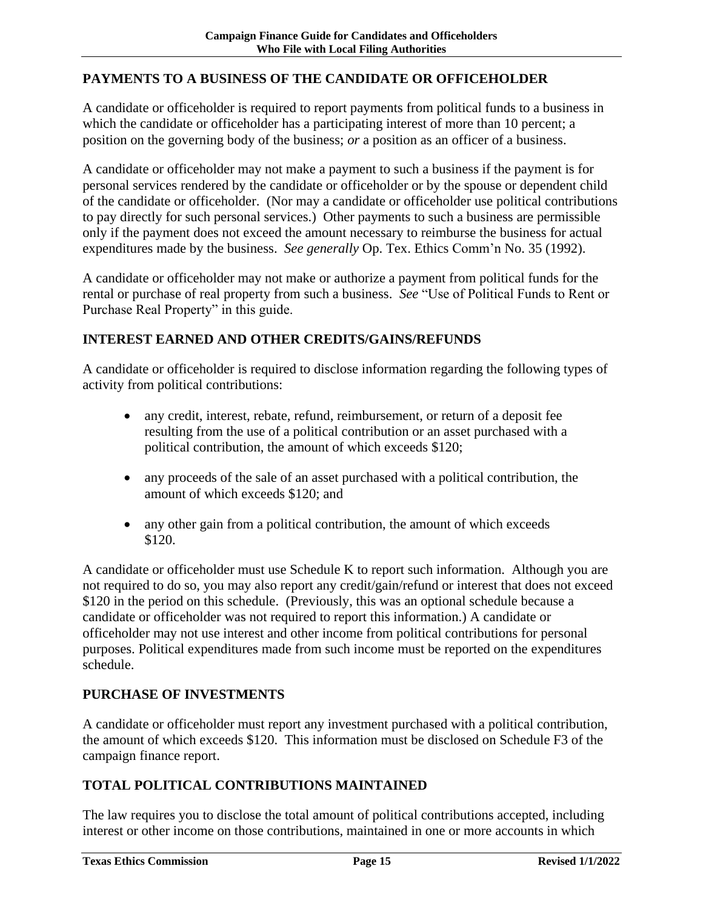## PAYMENTS TO A BUSINESS OF THE CANDIDATE OR OFFICEHOLDER

A candidate or officeholder is required to report payments from political funds to a business in which the candidate or officeholder has a participating interest of more than 10 percent; a position on the governing body of the business; *or* a position as an officer of a business.

A candidate or officeholder may not make a payment to such a business if the payment is for personal services rendered by the candidate or officeholder or by the spouse or dependent child of the candidate or officeholder. (Nor may a candidate or officeholder use political contributions to pay directly for such personal services.) Other payments to such a business are permissible only if the payment does not exceed the amount necessary to reimburse the business for actual expenditures made by the business. *See generally* Op. Tex. Ethics Comm'n No. 35 (1992).

A candidate or officeholder may not make or authorize a payment from political funds for the rental or purchase of real property from such a business. *See* "Use of Political Funds to Rent or Purchase Real Property" in this guide.

## INTEREST EARNED AND OTHER CREDITS/GAINS/REFUNDS

A candidate or officeholder is required to disclose information regarding the following types of activity from political contributions:

- any credit, interest, rebate, refund, reimbursement, or return of a deposit fee resulting from the use of a political contribution or an asset purchased with a political contribution, the amount of which exceeds $120;
- any proceeds of the sale of an asset purchased with a political contribution, the amount of which exceeds $120; and
- any other gain from a political contribution, the amount of which exceeds $120.

A candidate or officeholder must use Schedule K to report such information. Although you are not required to do so, you may also report any credit/gain/refund or interest that does not exceed $120 in the period on this schedule. (Previously, this was an optional schedule because a candidate or officeholder was not required to report this information.) A candidate or officeholder may not use interest and other income from political contributions for personal purposes. Political expenditures made from such income must be reported on the expenditures schedule.

## PURCHASE OF INVESTMENTS

A candidate or officeholder must report any investment purchased with a political contribution, the amount of which exceeds $120. This information must be disclosed on Schedule F3 of the campaign finance report.

## TOTAL POLITICAL CONTRIBUTIONS MAINTAINED

The law requires you to disclose the total amount of political contributions accepted, including interest or other income on those contributions, maintained in one or more accounts in which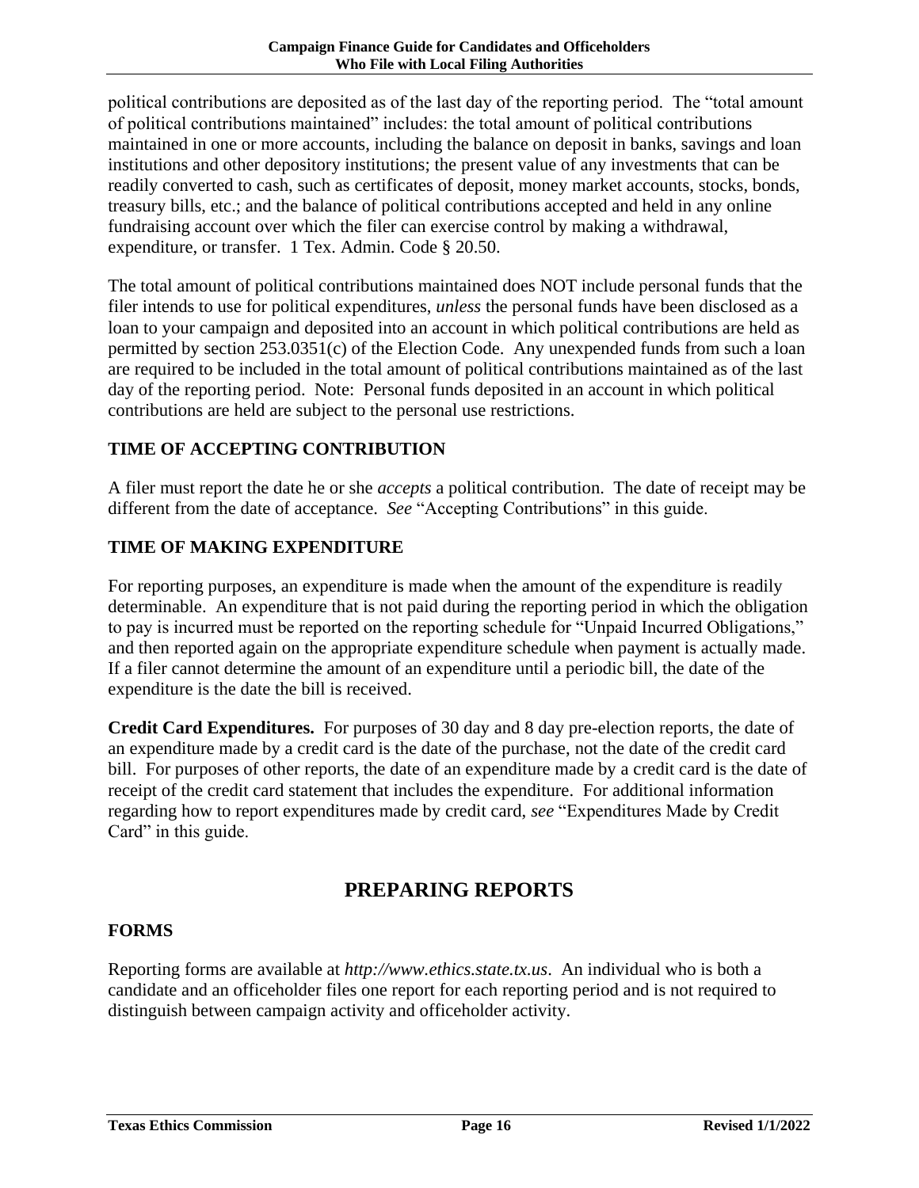political contributions are deposited as of the last day of the reporting period. The "total amount of political contributions maintained" includes: the total amount of political contributions maintained in one or more accounts, including the balance on deposit in banks, savings and loan institutions and other depository institutions; the present value of any investments that can be readily converted to cash, such as certificates of deposit, money market accounts, stocks, bonds, treasury bills, etc.; and the balance of political contributions accepted and held in any online fundraising account over which the filer can exercise control by making a withdrawal, expenditure, or transfer. 1 Tex. Admin. Code § 20.50.

The total amount of political contributions maintained does NOT include personal funds that the filer intends to use for political expenditures, *unless* the personal funds have been disclosed as a loan to your campaign and deposited into an account in which political contributions are held as permitted by section 253.0351(c) of the Election Code. Any unexpended funds from such a loan are required to be included in the total amount of political contributions maintained as of the last day of the reporting period. Note: Personal funds deposited in an account in which political contributions are held are subject to the personal use restrictions.

### TIME OF ACCEPTING CONTRIBUTION

A filer must report the date he or she *accepts* a political contribution. The date of receipt may be different from the date of acceptance. *See* "Accepting Contributions" in this guide.

### TIME OF MAKING EXPENDITURE

For reporting purposes, an expenditure is made when the amount of the expenditure is readily determinable. An expenditure that is not paid during the reporting period in which the obligation to pay is incurred must be reported on the reporting schedule for "Unpaid Incurred Obligations," and then reported again on the appropriate expenditure schedule when payment is actually made. If a filer cannot determine the amount of an expenditure until a periodic bill, the date of the expenditure is the date the bill is received.

**Credit Card Expenditures.** For purposes of 30 day and 8 day pre-election reports, the date of an expenditure made by a credit card is the date of the purchase, not the date of the credit card bill. For purposes of other reports, the date of an expenditure made by a credit card is the date of receipt of the credit card statement that includes the expenditure. For additional information regarding how to report expenditures made by credit card, *see* "Expenditures Made by Credit Card" in this guide.

## PREPARING REPORTS

### FORMS

Reporting forms are available at *http://www.ethics.state.tx.us*. An individual who is both a candidate and an officeholder files one report for each reporting period and is not required to distinguish between campaign activity and officeholder activity.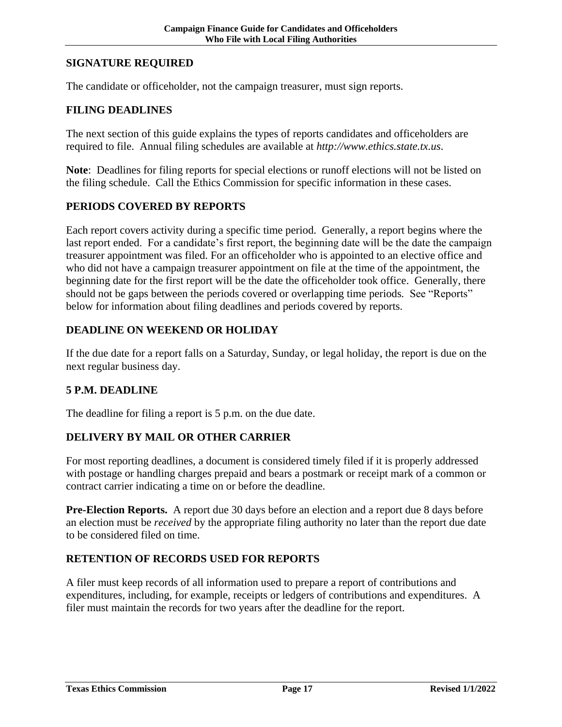## SIGNATURE REQUIRED

The candidate or officeholder, not the campaign treasurer, must sign reports.

## FILING DEADLINES

The next section of this guide explains the types of reports candidates and officeholders are required to file. Annual filing schedules are available at *http://www.ethics.state.tx.us*.

**Note**: Deadlines for filing reports for special elections or runoff elections will not be listed on the filing schedule. Call the Ethics Commission for specific information in these cases.

## PERIODS COVERED BY REPORTS

Each report covers activity during a specific time period. Generally, a report begins where the last report ended. For a candidate's first report, the beginning date will be the date the campaign treasurer appointment was filed. For an officeholder who is appointed to an elective office and who did not have a campaign treasurer appointment on file at the time of the appointment, the beginning date for the first report will be the date the officeholder took office. Generally, there should not be gaps between the periods covered or overlapping time periods. See "Reports" below for information about filing deadlines and periods covered by reports.

## DEADLINE ON WEEKEND OR HOLIDAY

If the due date for a report falls on a Saturday, Sunday, or legal holiday, the report is due on the next regular business day.

## 5 P.M. DEADLINE

The deadline for filing a report is 5 p.m. on the due date.

## DELIVERY BY MAIL OR OTHER CARRIER

For most reporting deadlines, a document is considered timely filed if it is properly addressed with postage or handling charges prepaid and bears a postmark or receipt mark of a common or contract carrier indicating a time on or before the deadline.

**Pre-Election Reports.** A report due 30 days before an election and a report due 8 days before an election must be *received* by the appropriate filing authority no later than the report due date to be considered filed on time.

## RETENTION OF RECORDS USED FOR REPORTS

A filer must keep records of all information used to prepare a report of contributions and expenditures, including, for example, receipts or ledgers of contributions and expenditures. A filer must maintain the records for two years after the deadline for the report.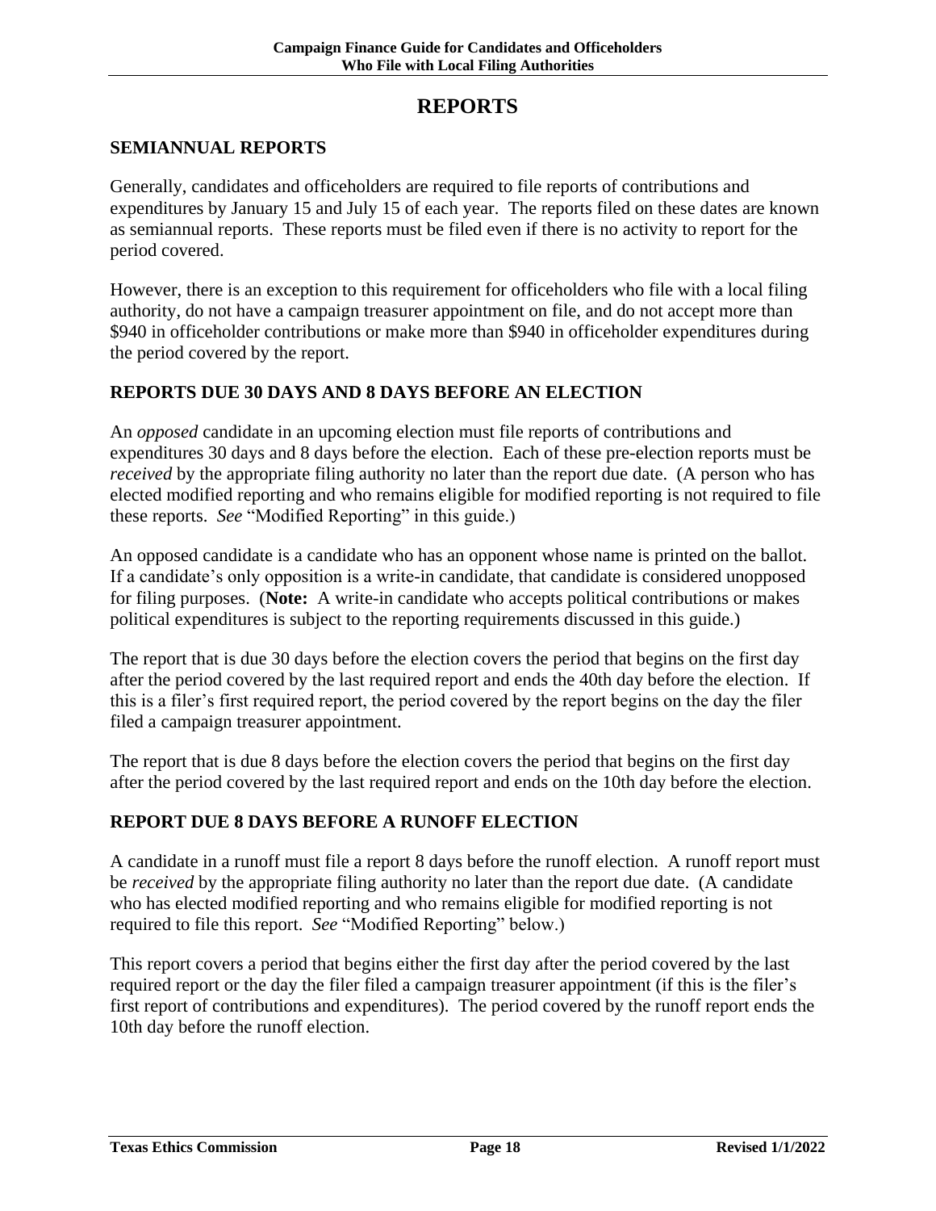# REPORTS

## SEMIANNUAL REPORTS

Generally, candidates and officeholders are required to file reports of contributions and expenditures by January 15 and July 15 of each year. The reports filed on these dates are known as semiannual reports. These reports must be filed even if there is no activity to report for the period covered.

However, there is an exception to this requirement for officeholders who file with a local filing authority, do not have a campaign treasurer appointment on file, and do not accept more than $940 in officeholder contributions or make more than $940 in officeholder expenditures during the period covered by the report.

## REPORTS DUE 30 DAYS AND 8 DAYS BEFORE AN ELECTION

An *opposed* candidate in an upcoming election must file reports of contributions and expenditures 30 days and 8 days before the election. Each of these pre-election reports must be *received* by the appropriate filing authority no later than the report due date. (A person who has elected modified reporting and who remains eligible for modified reporting is not required to file these reports. *See* "Modified Reporting" in this guide.)

An opposed candidate is a candidate who has an opponent whose name is printed on the ballot. If a candidate's only opposition is a write-in candidate, that candidate is considered unopposed for filing purposes. (**Note:** A write-in candidate who accepts political contributions or makes political expenditures is subject to the reporting requirements discussed in this guide.)

The report that is due 30 days before the election covers the period that begins on the first day after the period covered by the last required report and ends the 40th day before the election. If this is a filer's first required report, the period covered by the report begins on the day the filer filed a campaign treasurer appointment.

The report that is due 8 days before the election covers the period that begins on the first day after the period covered by the last required report and ends on the 10th day before the election.

## REPORT DUE 8 DAYS BEFORE A RUNOFF ELECTION

A candidate in a runoff must file a report 8 days before the runoff election. A runoff report must be *received* by the appropriate filing authority no later than the report due date. (A candidate who has elected modified reporting and who remains eligible for modified reporting is not required to file this report. *See* "Modified Reporting" below.)

This report covers a period that begins either the first day after the period covered by the last required report or the day the filer filed a campaign treasurer appointment (if this is the filer's first report of contributions and expenditures). The period covered by the runoff report ends the 10th day before the runoff election.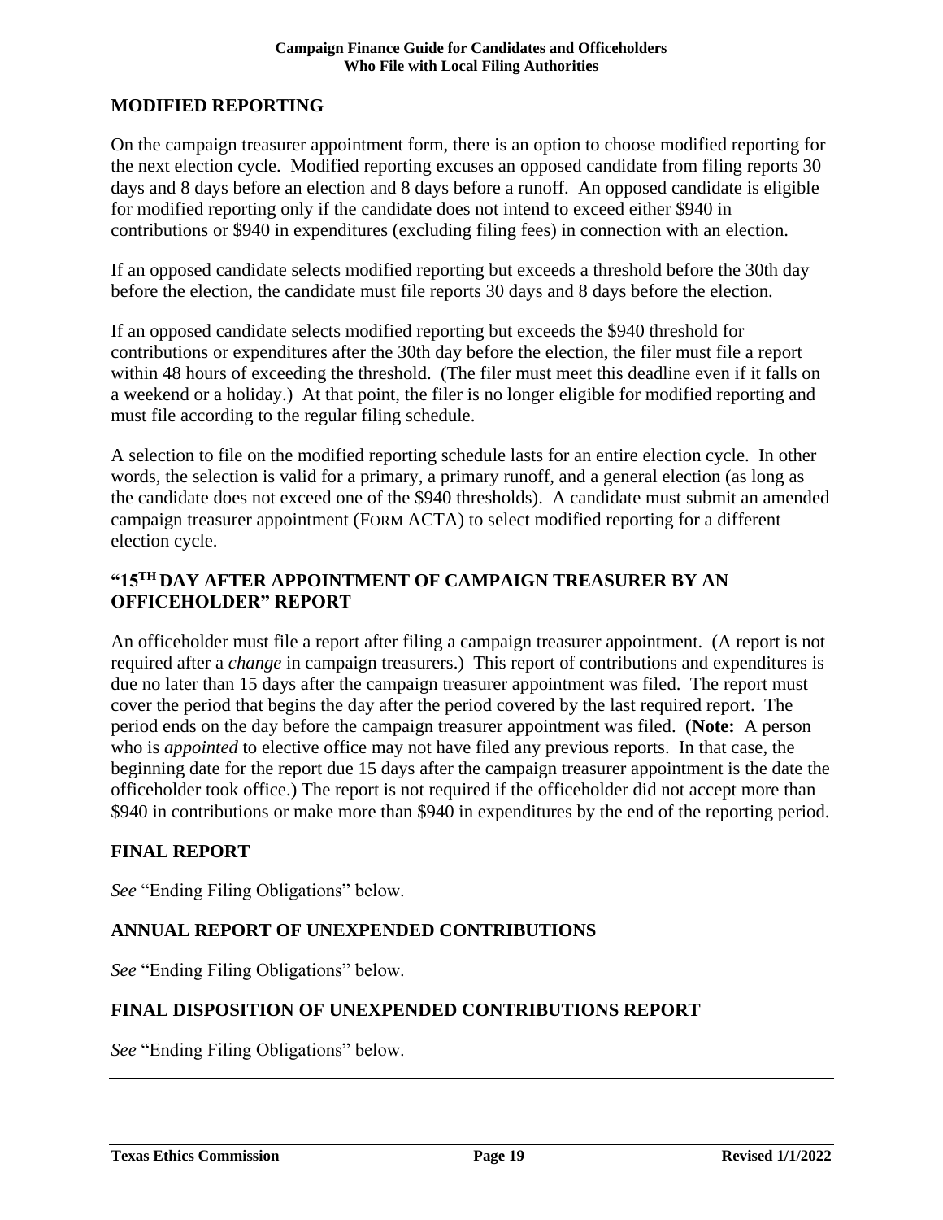## MODIFIED REPORTING

On the campaign treasurer appointment form, there is an option to choose modified reporting for the next election cycle. Modified reporting excuses an opposed candidate from filing reports 30 days and 8 days before an election and 8 days before a runoff. An opposed candidate is eligible for modified reporting only if the candidate does not intend to exceed either \$940 in contributions or \$940 in expenditures (excluding filing fees) in connection with an election.

If an opposed candidate selects modified reporting but exceeds a threshold before the 30th day before the election, the candidate must file reports 30 days and 8 days before the election.

If an opposed candidate selects modified reporting but exceeds the \$940 threshold for contributions or expenditures after the 30th day before the election, the filer must file a report within 48 hours of exceeding the threshold. (The filer must meet this deadline even if it falls on a weekend or a holiday.) At that point, the filer is no longer eligible for modified reporting and must file according to the regular filing schedule.

A selection to file on the modified reporting schedule lasts for an entire election cycle. In other words, the selection is valid for a primary, a primary runoff, and a general election (as long as the candidate does not exceed one of the \$940 thresholds). A candidate must submit an amended campaign treasurer appointment (FORM ACTA) to select modified reporting for a different election cycle.

## "15TH DAY AFTER APPOINTMENT OF CAMPAIGN TREASURER BY AN OFFICEHOLDER" REPORT

An officeholder must file a report after filing a campaign treasurer appointment. (A report is not required after a *change* in campaign treasurers.) This report of contributions and expenditures is due no later than 15 days after the campaign treasurer appointment was filed. The report must cover the period that begins the day after the period covered by the last required report. The period ends on the day before the campaign treasurer appointment was filed. (**Note:** A person who is *appointed* to elective office may not have filed any previous reports. In that case, the beginning date for the report due 15 days after the campaign treasurer appointment is the date the officeholder took office.) The report is not required if the officeholder did not accept more than \$940 in contributions or make more than \$940 in expenditures by the end of the reporting period.

## FINAL REPORT

*See* "Ending Filing Obligations" below.

## ANNUAL REPORT OF UNEXPENDED CONTRIBUTIONS

*See* "Ending Filing Obligations" below.

## FINAL DISPOSITION OF UNEXPENDED CONTRIBUTIONS REPORT

*See* "Ending Filing Obligations" below.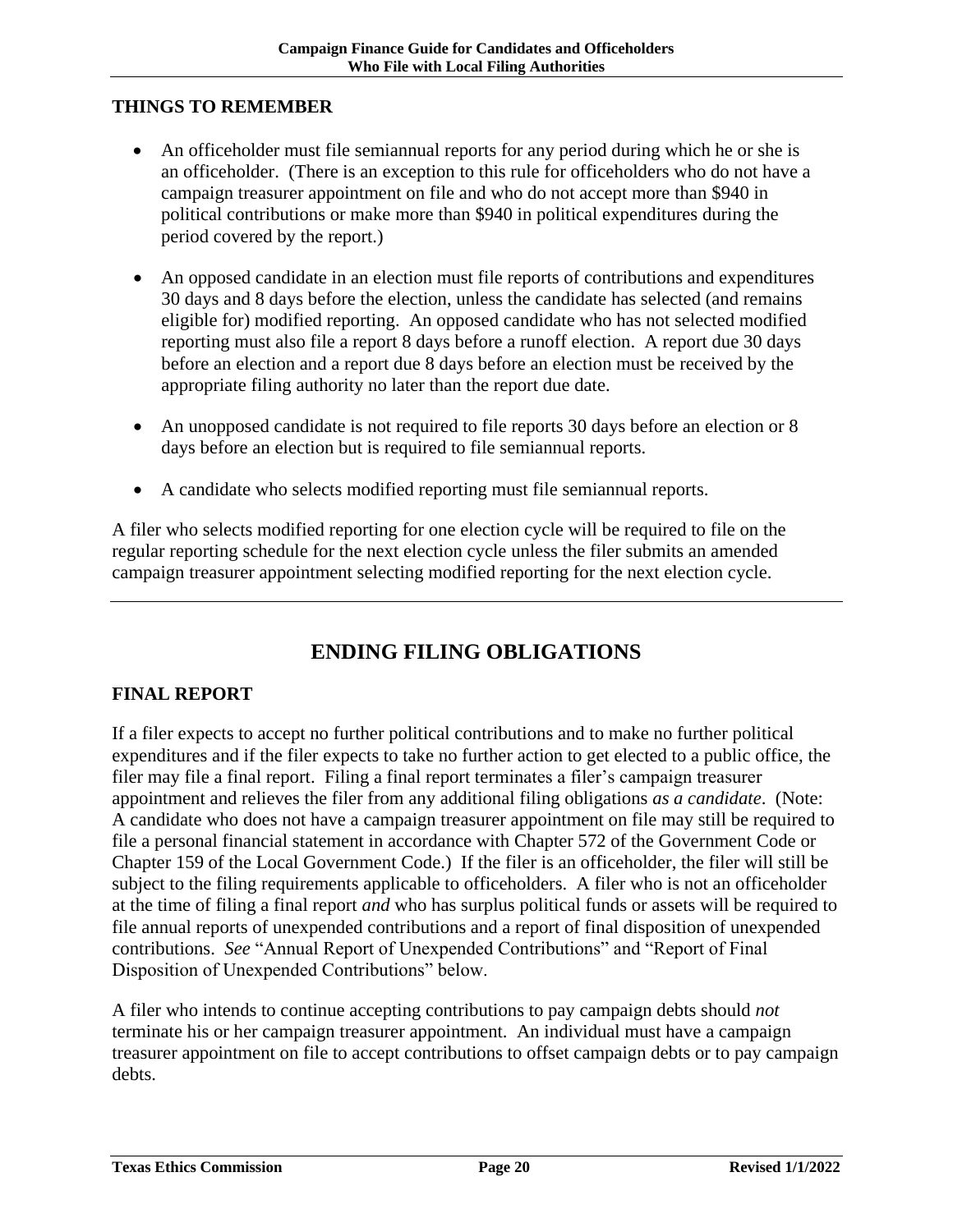### THINGS TO REMEMBER

- An officeholder must file semiannual reports for any period during which he or she is an officeholder. (There is an exception to this rule for officeholders who do not have a campaign treasurer appointment on file and who do not accept more than $940 in political contributions or make more than $940 in political expenditures during the period covered by the report.)
- An opposed candidate in an election must file reports of contributions and expenditures 30 days and 8 days before the election, unless the candidate has selected (and remains eligible for) modified reporting. An opposed candidate who has not selected modified reporting must also file a report 8 days before a runoff election. A report due 30 days before an election and a report due 8 days before an election must be received by the appropriate filing authority no later than the report due date.
- An unopposed candidate is not required to file reports 30 days before an election or 8 days before an election but is required to file semiannual reports.
- A candidate who selects modified reporting must file semiannual reports.

A filer who selects modified reporting for one election cycle will be required to file on the regular reporting schedule for the next election cycle unless the filer submits an amended campaign treasurer appointment selecting modified reporting for the next election cycle.

---

## ENDING FILING OBLIGATIONS

### FINAL REPORT

If a filer expects to accept no further political contributions and to make no further political expenditures and if the filer expects to take no further action to get elected to a public office, the filer may file a final report. Filing a final report terminates a filer's campaign treasurer appointment and relieves the filer from any additional filing obligations *as a candidate*. (Note: A candidate who does not have a campaign treasurer appointment on file may still be required to file a personal financial statement in accordance with Chapter 572 of the Government Code or Chapter 159 of the Local Government Code.) If the filer is an officeholder, the filer will still be subject to the filing requirements applicable to officeholders. A filer who is not an officeholder at the time of filing a final report *and* who has surplus political funds or assets will be required to file annual reports of unexpended contributions and a report of final disposition of unexpended contributions. *See* "Annual Report of Unexpended Contributions" and "Report of Final Disposition of Unexpended Contributions" below.

A filer who intends to continue accepting contributions to pay campaign debts should *not* terminate his or her campaign treasurer appointment. An individual must have a campaign treasurer appointment on file to accept contributions to offset campaign debts or to pay campaign debts.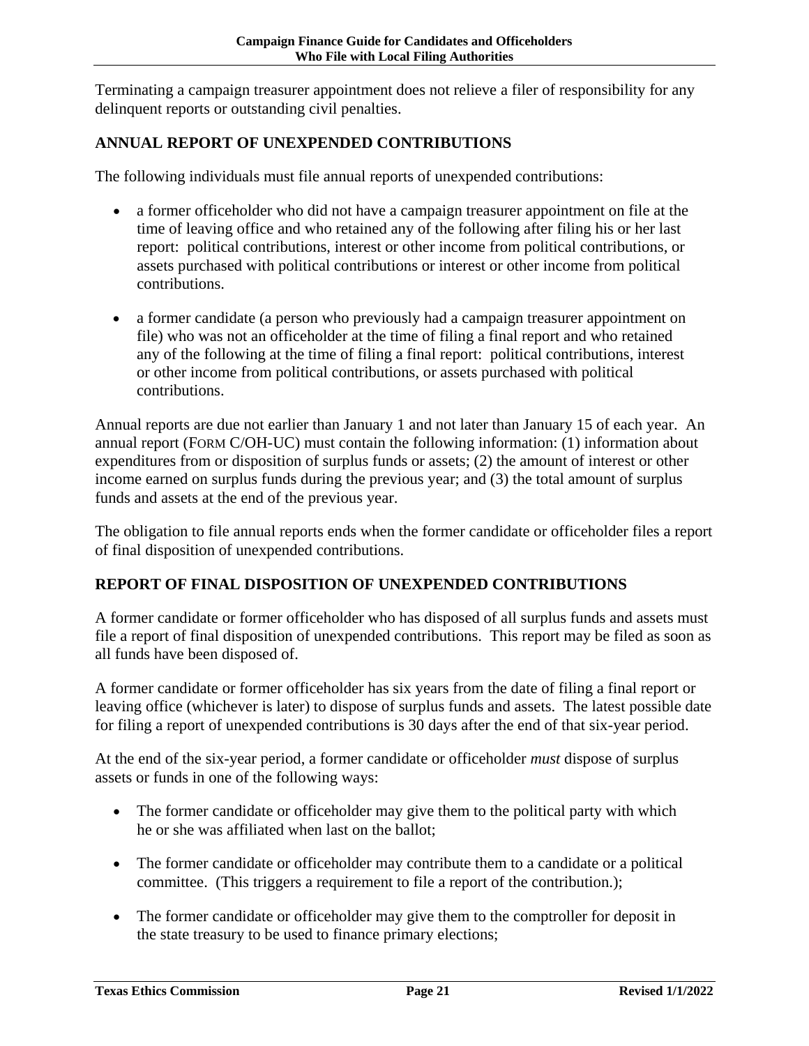Terminating a campaign treasurer appointment does not relieve a filer of responsibility for any delinquent reports or outstanding civil penalties.

## ANNUAL REPORT OF UNEXPENDED CONTRIBUTIONS

The following individuals must file annual reports of unexpended contributions:

- a former officeholder who did not have a campaign treasurer appointment on file at the time of leaving office and who retained any of the following after filing his or her last report: political contributions, interest or other income from political contributions, or assets purchased with political contributions or interest or other income from political contributions.
- a former candidate (a person who previously had a campaign treasurer appointment on file) who was not an officeholder at the time of filing a final report and who retained any of the following at the time of filing a final report: political contributions, interest or other income from political contributions, or assets purchased with political contributions.

Annual reports are due not earlier than January 1 and not later than January 15 of each year. An annual report (FORM C/OH-UC) must contain the following information: (1) information about expenditures from or disposition of surplus funds or assets; (2) the amount of interest or other income earned on surplus funds during the previous year; and (3) the total amount of surplus funds and assets at the end of the previous year.

The obligation to file annual reports ends when the former candidate or officeholder files a report of final disposition of unexpended contributions.

## REPORT OF FINAL DISPOSITION OF UNEXPENDED CONTRIBUTIONS

A former candidate or former officeholder who has disposed of all surplus funds and assets must file a report of final disposition of unexpended contributions. This report may be filed as soon as all funds have been disposed of.

A former candidate or former officeholder has six years from the date of filing a final report or leaving office (whichever is later) to dispose of surplus funds and assets. The latest possible date for filing a report of unexpended contributions is 30 days after the end of that six-year period.

At the end of the six-year period, a former candidate or officeholder *must* dispose of surplus assets or funds in one of the following ways:

- The former candidate or officeholder may give them to the political party with which he or she was affiliated when last on the ballot;
- The former candidate or officeholder may contribute them to a candidate or a political committee. (This triggers a requirement to file a report of the contribution.);
- The former candidate or officeholder may give them to the comptroller for deposit in the state treasury to be used to finance primary elections;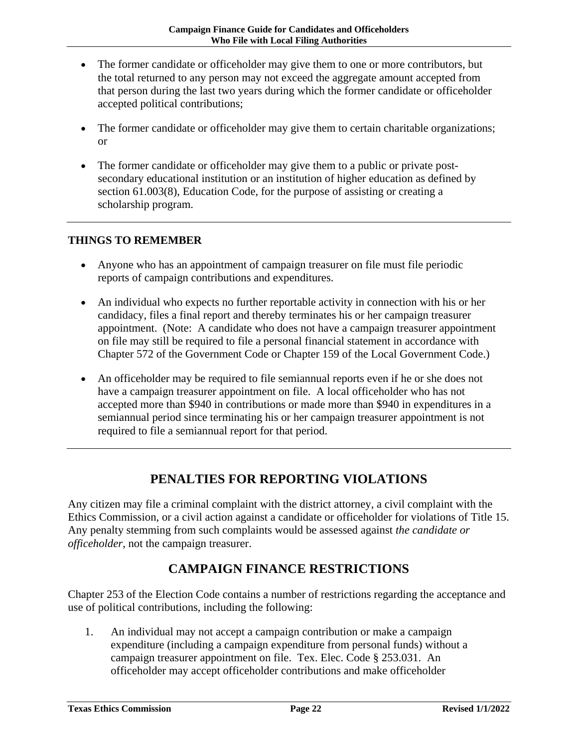- The former candidate or officeholder may give them to one or more contributors, but the total returned to any person may not exceed the aggregate amount accepted from that person during the last two years during which the former candidate or officeholder accepted political contributions;

- The former candidate or officeholder may give them to certain charitable organizations; or

- The former candidate or officeholder may give them to a public or private post-secondary educational institution or an institution of higher education as defined by section 61.003(8), Education Code, for the purpose of assisting or creating a scholarship program.

---

**THINGS TO REMEMBER**

- Anyone who has an appointment of campaign treasurer on file must file periodic reports of campaign contributions and expenditures.

- An individual who expects no further reportable activity in connection with his or her candidacy, files a final report and thereby terminates his or her campaign treasurer appointment. (Note: A candidate who does not have a campaign treasurer appointment on file may still be required to file a personal financial statement in accordance with Chapter 572 of the Government Code or Chapter 159 of the Local Government Code.)

- An officeholder may be required to file semiannual reports even if he or she does not have a campaign treasurer appointment on file. A local officeholder who has not accepted more than $940 in contributions or made more than $940 in expenditures in a semiannual period since terminating his or her campaign treasurer appointment is not required to file a semiannual report for that period.

---

## PENALTIES FOR REPORTING VIOLATIONS

Any citizen may file a criminal complaint with the district attorney, a civil complaint with the Ethics Commission, or a civil action against a candidate or officeholder for violations of Title 15. Any penalty stemming from such complaints would be assessed against *the candidate or officeholder*, not the campaign treasurer.

## CAMPAIGN FINANCE RESTRICTIONS

Chapter 253 of the Election Code contains a number of restrictions regarding the acceptance and use of political contributions, including the following:

1. An individual may not accept a campaign contribution or make a campaign expenditure (including a campaign expenditure from personal funds) without a campaign treasurer appointment on file. Tex. Elec. Code § 253.031. An officeholder may accept officeholder contributions and make officeholder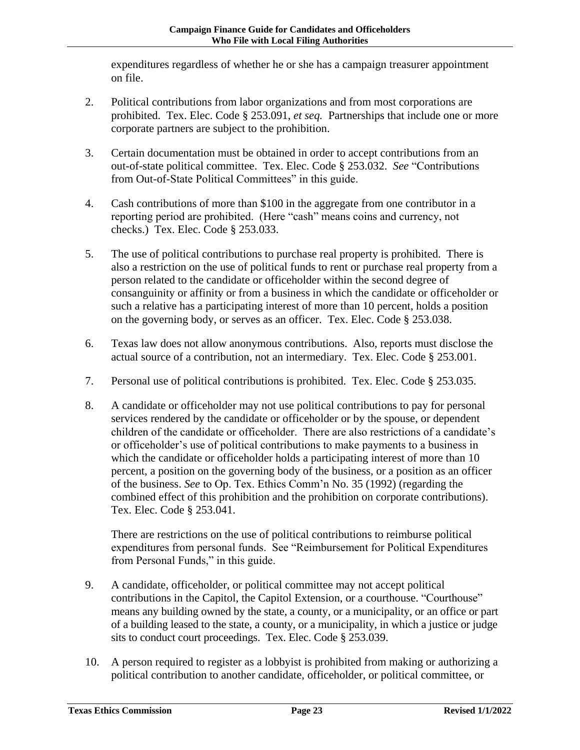expenditures regardless of whether he or she has a campaign treasurer appointment on file.

2. Political contributions from labor organizations and from most corporations are prohibited. Tex. Elec. Code § 253.091, *et seq.* Partnerships that include one or more corporate partners are subject to the prohibition.

3. Certain documentation must be obtained in order to accept contributions from an out-of-state political committee. Tex. Elec. Code § 253.032. *See* "Contributions from Out-of-State Political Committees" in this guide.

4. Cash contributions of more than $100 in the aggregate from one contributor in a reporting period are prohibited. (Here "cash" means coins and currency, not checks.) Tex. Elec. Code § 253.033.

5. The use of political contributions to purchase real property is prohibited. There is also a restriction on the use of political funds to rent or purchase real property from a person related to the candidate or officeholder within the second degree of consanguinity or affinity or from a business in which the candidate or officeholder or such a relative has a participating interest of more than 10 percent, holds a position on the governing body, or serves as an officer. Tex. Elec. Code § 253.038.

6. Texas law does not allow anonymous contributions. Also, reports must disclose the actual source of a contribution, not an intermediary. Tex. Elec. Code § 253.001.

7. Personal use of political contributions is prohibited. Tex. Elec. Code § 253.035.

8. A candidate or officeholder may not use political contributions to pay for personal services rendered by the candidate or officeholder or by the spouse, or dependent children of the candidate or officeholder. There are also restrictions of a candidate's or officeholder's use of political contributions to make payments to a business in which the candidate or officeholder holds a participating interest of more than 10 percent, a position on the governing body of the business, or a position as an officer of the business. *See* to Op. Tex. Ethics Comm'n No. 35 (1992) (regarding the combined effect of this prohibition and the prohibition on corporate contributions). Tex. Elec. Code § 253.041.

   There are restrictions on the use of political contributions to reimburse political expenditures from personal funds. See "Reimbursement for Political Expenditures from Personal Funds," in this guide.

9. A candidate, officeholder, or political committee may not accept political contributions in the Capitol, the Capitol Extension, or a courthouse. "Courthouse" means any building owned by the state, a county, or a municipality, or an office or part of a building leased to the state, a county, or a municipality, in which a justice or judge sits to conduct court proceedings. Tex. Elec. Code § 253.039.

10. A person required to register as a lobbyist is prohibited from making or authorizing a political contribution to another candidate, officeholder, or political committee, or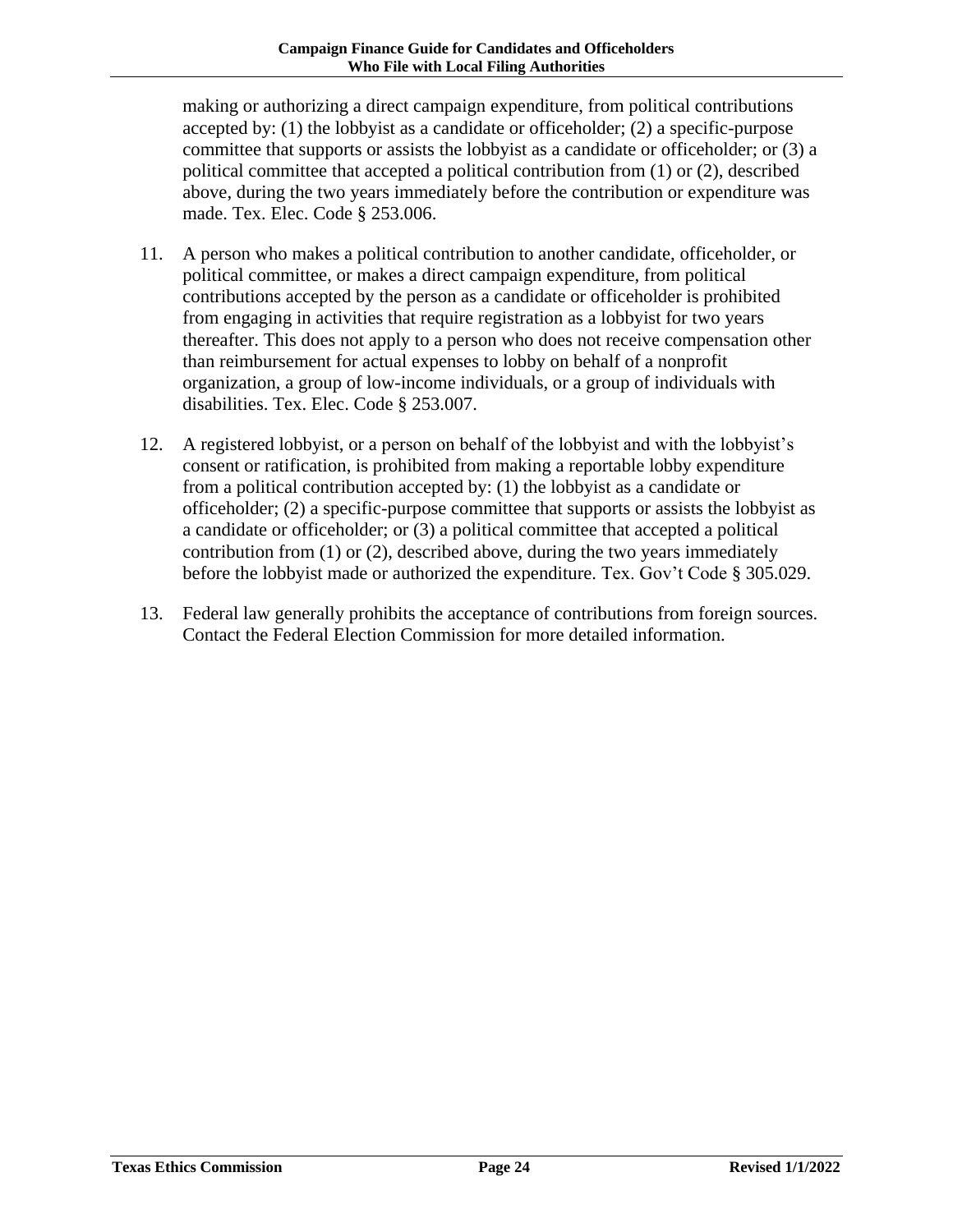making or authorizing a direct campaign expenditure, from political contributions accepted by: (1) the lobbyist as a candidate or officeholder; (2) a specific-purpose committee that supports or assists the lobbyist as a candidate or officeholder; or (3) a political committee that accepted a political contribution from (1) or (2), described above, during the two years immediately before the contribution or expenditure was made. Tex. Elec. Code § 253.006.

11. A person who makes a political contribution to another candidate, officeholder, or political committee, or makes a direct campaign expenditure, from political contributions accepted by the person as a candidate or officeholder is prohibited from engaging in activities that require registration as a lobbyist for two years thereafter. This does not apply to a person who does not receive compensation other than reimbursement for actual expenses to lobby on behalf of a nonprofit organization, a group of low-income individuals, or a group of individuals with disabilities. Tex. Elec. Code § 253.007.

12. A registered lobbyist, or a person on behalf of the lobbyist and with the lobbyist's consent or ratification, is prohibited from making a reportable lobby expenditure from a political contribution accepted by: (1) the lobbyist as a candidate or officeholder; (2) a specific-purpose committee that supports or assists the lobbyist as a candidate or officeholder; or (3) a political committee that accepted a political contribution from (1) or (2), described above, during the two years immediately before the lobbyist made or authorized the expenditure. Tex. Gov't Code § 305.029.

13. Federal law generally prohibits the acceptance of contributions from foreign sources. Contact the Federal Election Commission for more detailed information.